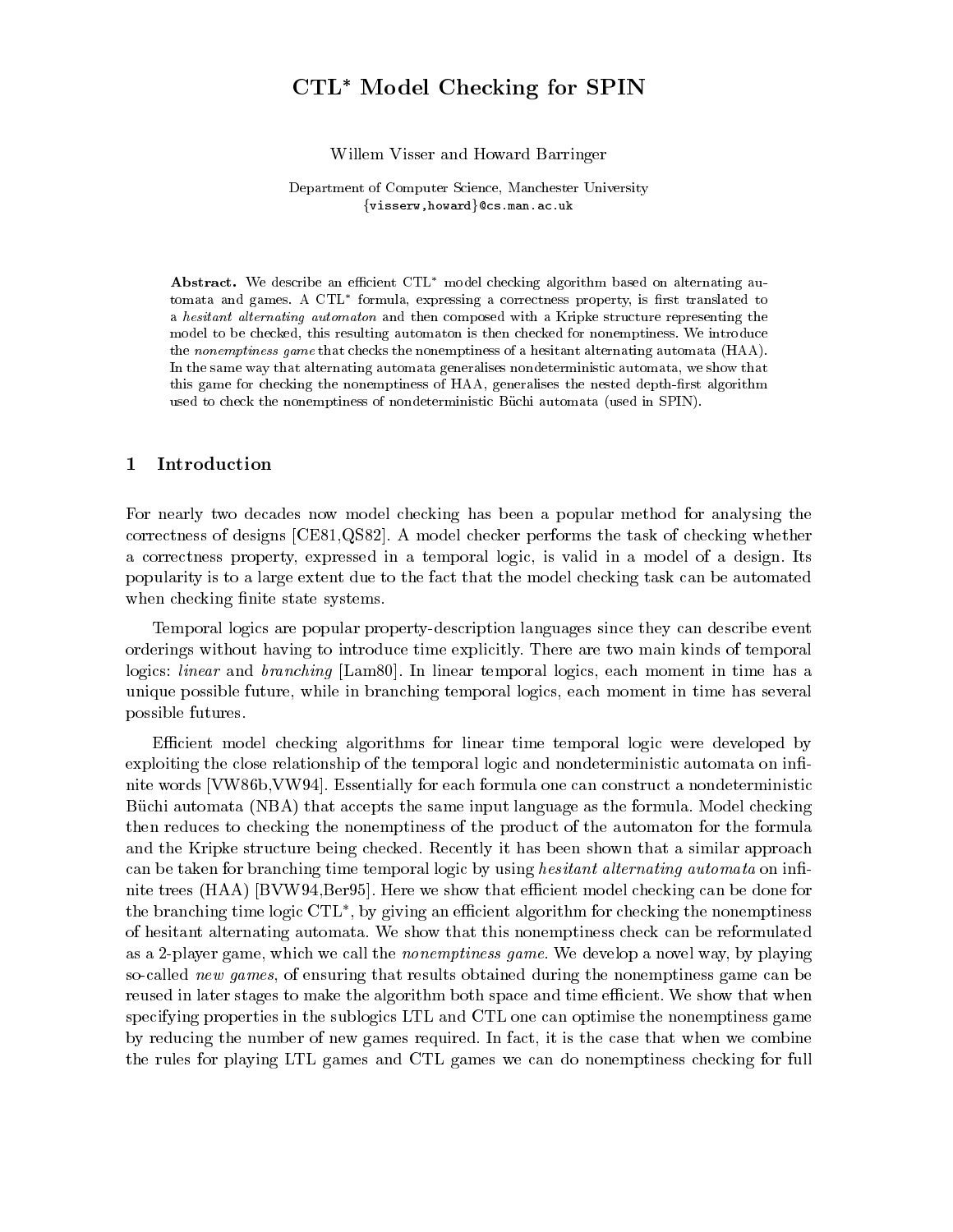# CTL* Model Checking for SPIN

Willem Visser and Howard Barringer

Department of Computer Science, Manchester University
{visserw,howard}@cs.man.ac.uk

**Abstract.** We describe an efficient CTL* model checking algorithm based on alternating automata and games. A CTL* formula, expressing a correctness property, is first translated to a *hesitant alternating automaton* and then composed with a Kripke structure representing the model to be checked, this resulting automaton is then checked for nonemptiness. We introduce the *nonemptiness game* that checks the nonemptiness of a hesitant alternating automata (HAA). In the same way that alternating automata generalises nondeterministic automata, we show that this game for checking the nonemptiness of HAA, generalises the nested depth-first algorithm used to check the nonemptiness of nondeterministic Büchi automata (used in SPIN).

## 1 Introduction

For nearly two decades now model checking has been a popular method for analysing the correctness of designs [CE81,QS82]. A model checker performs the task of checking whether a correctness property, expressed in a temporal logic, is valid in a model of a design. Its popularity is to a large extent due to the fact that the model checking task can be automated when checking finite state systems.

Temporal logics are popular property-description languages since they can describe event orderings without having to introduce time explicitly. There are two main kinds of temporal logics: *linear* and *branching* [Lam80]. In linear temporal logics, each moment in time has a unique possible future, while in branching temporal logics, each moment in time has several possible futures.

Efficient model checking algorithms for linear time temporal logic were developed by exploiting the close relationship of the temporal logic and nondeterministic automata on infinite words [VW86b,VW94]. Essentially for each formula one can construct a nondeterministic Büchi automata (NBA) that accepts the same input language as the formula. Model checking then reduces to checking the nonemptiness of the product of the automaton for the formula and the Kripke structure being checked. Recently it has been shown that a similar approach can be taken for branching time temporal logic by using *hesitant alternating automata* on infinite trees (HAA) [BVW94,Ber95]. Here we show that efficient model checking can be done for the branching time logic CTL*, by giving an efficient algorithm for checking the nonemptiness of hesitant alternating automata. We show that this nonemptiness check can be reformulated as a 2-player game, which we call the *nonemptiness game*. We develop a novel way, by playing so-called *new games*, of ensuring that results obtained during the nonemptiness game can be reused in later stages to make the algorithm both space and time efficient. We show that when specifying properties in the sublogics LTL and CTL one can optimise the nonemptiness game by reducing the number of new games required. In fact, it is the case that when we combine the rules for playing LTL games and CTL games we can do nonemptiness checking for full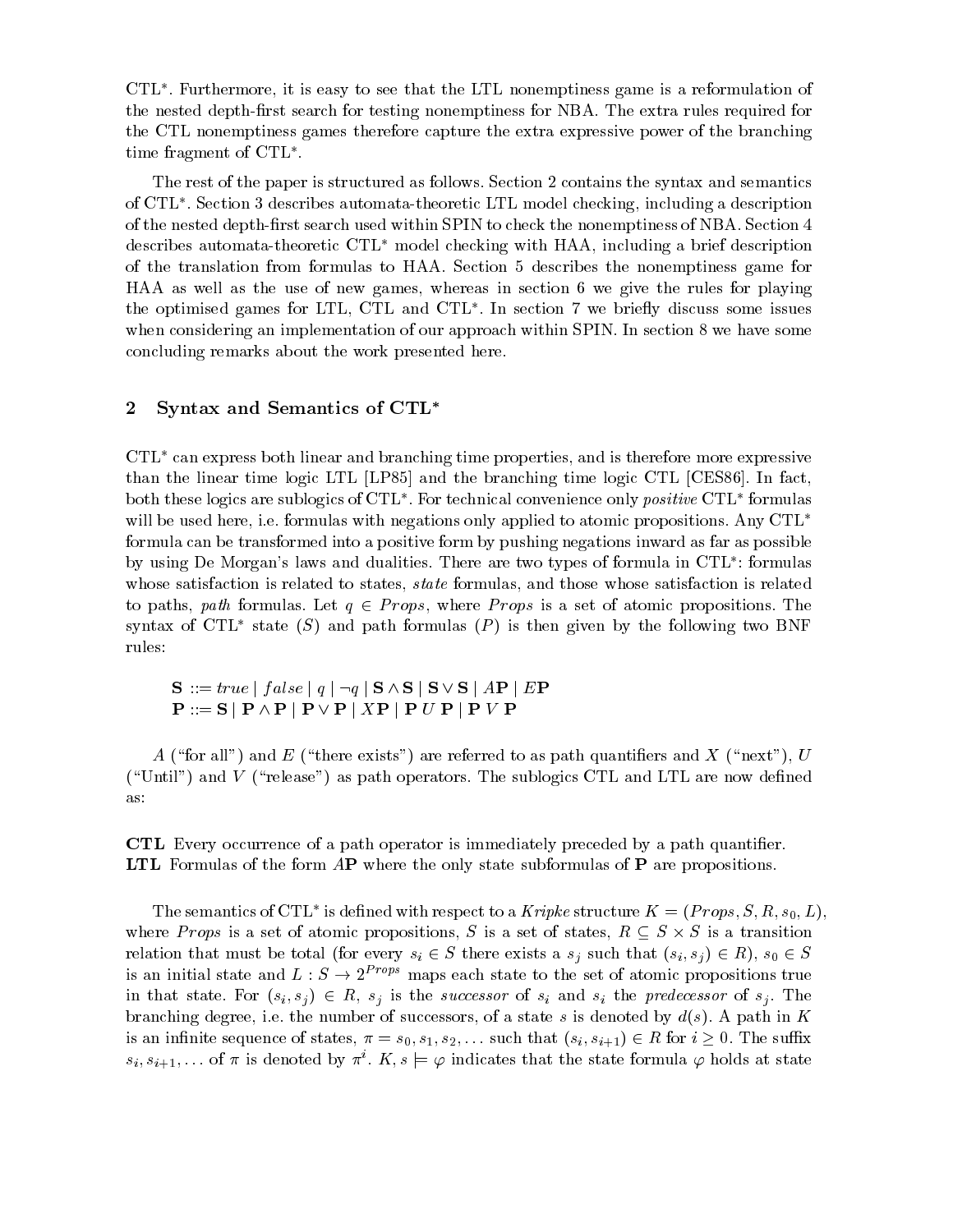CTL$^*$. Furthermore, it is easy to see that the LTL nonemptiness game is a reformulation of the nested depth-first search for testing nonemptiness for NBA. The extra rules required for the CTL nonemptiness games therefore capture the extra expressive power of the branching time fragment of CTL$^*$.

The rest of the paper is structured as follows. Section 2 contains the syntax and semantics of CTL$^*$. Section 3 describes automata-theoretic LTL model checking, including a description of the nested depth-first search used within SPIN to check the nonemptiness of NBA. Section 4 describes automata-theoretic CTL$^*$ model checking with HAA, including a brief description of the translation from formulas to HAA. Section 5 describes the nonemptiness game for HAA as well as the use of new games, whereas in section 6 we give the rules for playing the optimised games for LTL, CTL and CTL$^*$. In section 7 we briefly discuss some issues when considering an implementation of our approach within SPIN. In section 8 we have some concluding remarks about the work presented here.

## 2 Syntax and Semantics of CTL$^*$

CTL$^*$ can express both linear and branching time properties, and is therefore more expressive than the linear time logic LTL [LP85] and the branching time logic CTL [CES86]. In fact, both these logics are sublogics of CTL$^*$. For technical convenience only *positive* CTL$^*$ formulas will be used here, i.e. formulas with negations only applied to atomic propositions. Any CTL$^*$ formula can be transformed into a positive form by pushing negations inward as far as possible by using De Morgan's laws and dualities. There are two types of formula in CTL$^*$: formulas whose satisfaction is related to states, *state* formulas, and those whose satisfaction is related to paths, *path* formulas. Let $q \in Props$, where $Props$ is a set of atomic propositions. The syntax of CTL$^*$ state ($S$) and path formulas ($P$) is then given by the following two BNF rules:

$$\mathbf{S} ::= true \mid false \mid q \mid \neg q \mid \mathbf{S} \wedge \mathbf{S} \mid \mathbf{S} \vee \mathbf{S} \mid A\mathbf{P} \mid E\mathbf{P}$$
$$\mathbf{P} ::= \mathbf{S} \mid \mathbf{P} \wedge \mathbf{P} \mid \mathbf{P} \vee \mathbf{P} \mid X\mathbf{P} \mid \mathbf{P}\ U\ \mathbf{P} \mid \mathbf{P}\ V\ \mathbf{P}$$

$A$ ("for all") and $E$ ("there exists") are referred to as path quantifiers and $X$ ("next"), $U$ ("Until") and $V$ ("release") as path operators. The sublogics CTL and LTL are now defined as:

**CTL** Every occurrence of a path operator is immediately preceded by a path quantifier.
**LTL** Formulas of the form $A\mathbf{P}$ where the only state subformulas of $\mathbf{P}$ are propositions.

The semantics of CTL$^*$ is defined with respect to a *Kripke* structure $K = (Props, S, R, s_0, L)$, where $Props$ is a set of atomic propositions, $S$ is a set of states, $R \subseteq S \times S$ is a transition relation that must be total (for every $s_i \in S$ there exists a $s_j$ such that $(s_i, s_j) \in R$), $s_0 \in S$ is an initial state and $L : S \rightarrow 2^{Props}$ maps each state to the set of atomic propositions true in that state. For $(s_i, s_j) \in R$, $s_j$ is the *successor* of $s_i$ and $s_i$ the *predecessor* of $s_j$. The branching degree, i.e. the number of successors, of a state $s$ is denoted by $d(s)$. A path in $K$ is an infinite sequence of states, $\pi = s_0, s_1, s_2, \ldots$ such that $(s_i, s_{i+1}) \in R$ for $i \geq 0$. The suffix $s_i, s_{i+1}, \ldots$ of $\pi$ is denoted by $\pi^i$. $K, s \models \varphi$ indicates that the state formula $\varphi$ holds at state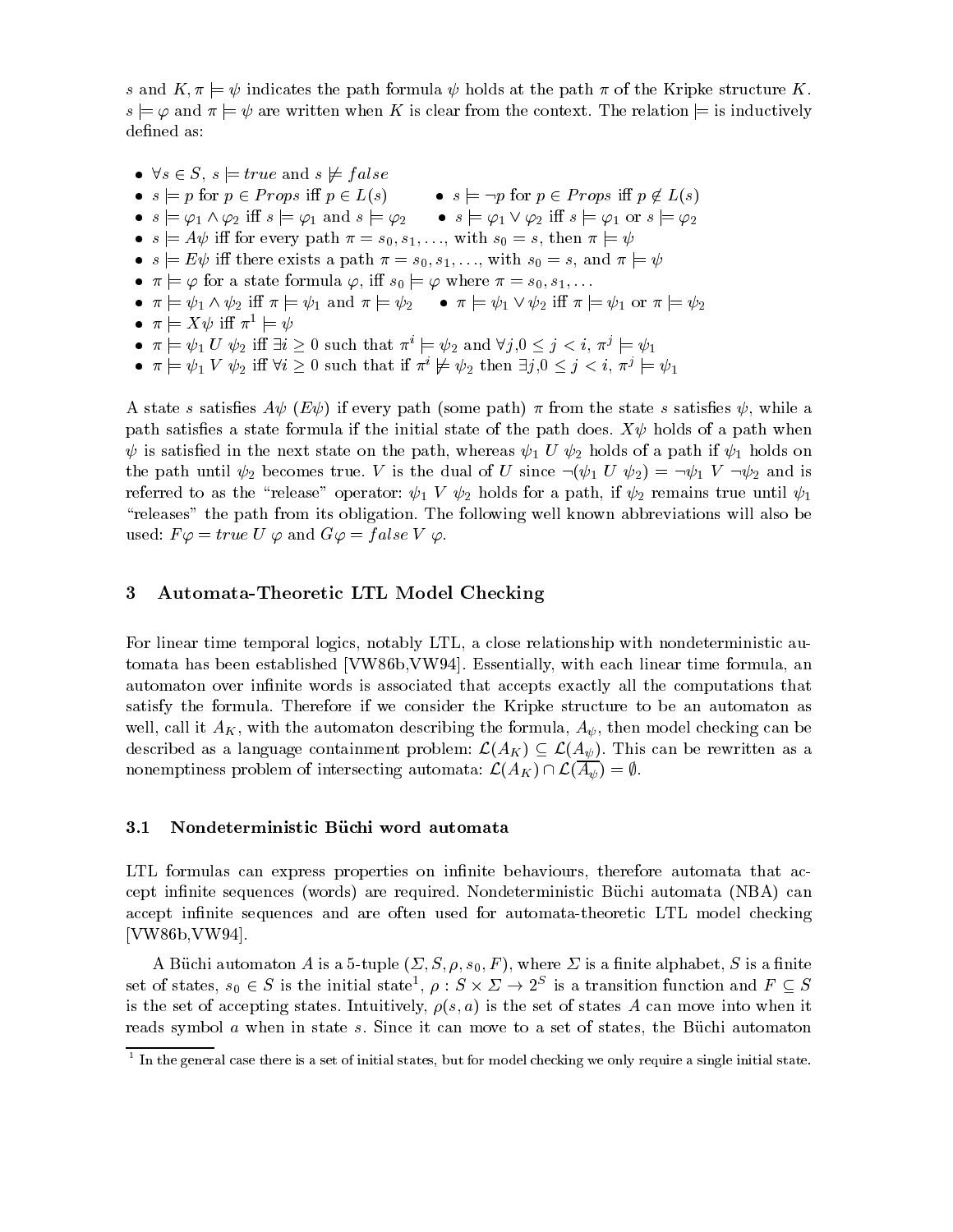$s$ and $K, \pi \models \psi$ indicates the path formula $\psi$ holds at the path $\pi$ of the Kripke structure $K$. $s \models \varphi$ and $\pi \models \psi$ are written when $K$ is clear from the context. The relation $\models$ is inductively defined as:

- $\forall s \in S,\ s \models true$ and $s \not\models false$
- $s \models p$ for $p \in Props$ iff $p \in L(s)$
- $s \models \neg p$ for $p \in Props$ iff $p \notin L(s)$
- $s \models \varphi_1 \wedge \varphi_2$ iff $s \models \varphi_1$ and $s \models \varphi_2$
- $s \models \varphi_1 \vee \varphi_2$ iff $s \models \varphi_1$ or $s \models \varphi_2$
- $s \models A\psi$ iff for every path $\pi = s_0, s_1, \ldots$, with $s_0 = s$, then $\pi \models \psi$
- $s \models E\psi$ iff there exists a path $\pi = s_0, s_1, \ldots$, with $s_0 = s$, and $\pi \models \psi$
- $\pi \models \varphi$ for a state formula $\varphi$, iff $s_0 \models \varphi$ where $\pi = s_0, s_1, \ldots$
- $\pi \models \psi_1 \wedge \psi_2$ iff $\pi \models \psi_1$ and $\pi \models \psi_2$
- $\pi \models \psi_1 \vee \psi_2$ iff $\pi \models \psi_1$ or $\pi \models \psi_2$
- $\pi \models X\psi$ iff $\pi^1 \models \psi$
- $\pi \models \psi_1\ U\ \psi_2$ iff $\exists i \geq 0$ such that $\pi^i \models \psi_2$ and $\forall j, 0 \leq j < i,\ \pi^j \models \psi_1$
- $\pi \models \psi_1\ V\ \psi_2$ iff $\forall i \geq 0$ such that if $\pi^i \not\models \psi_2$ then $\exists j, 0 \leq j < i,\ \pi^j \models \psi_1$

A state $s$ satisfies $A\psi$ ($E\psi$) if every path (some path) $\pi$ from the state $s$ satisfies $\psi$, while a path satisfies a state formula if the initial state of the path does. $X\psi$ holds of a path when $\psi$ is satisfied in the next state on the path, whereas $\psi_1\ U\ \psi_2$ holds of a path if $\psi_1$ holds on the path until $\psi_2$ becomes true. $V$ is the dual of $U$ since $\neg(\psi_1\ U\ \psi_2) = \neg\psi_1\ V\ \neg\psi_2$ and is referred to as the "release" operator: $\psi_1\ V\ \psi_2$ holds for a path, if $\psi_2$ remains true until $\psi_1$ "releases" the path from its obligation. The following well known abbreviations will also be used: $F\varphi = true\ U\ \varphi$ and $G\varphi = false\ V\ \varphi$.

## 3 Automata-Theoretic LTL Model Checking

For linear time temporal logics, notably LTL, a close relationship with nondeterministic automata has been established [VW86b,VW94]. Essentially, with each linear time formula, an automaton over infinite words is associated that accepts exactly all the computations that satisfy the formula. Therefore if we consider the Kripke structure to be an automaton as well, call it $A_K$, with the automaton describing the formula, $A_\psi$, then model checking can be described as a language containment problem: $\mathcal{L}(A_K) \subseteq \mathcal{L}(A_\psi)$. This can be rewritten as a nonemptiness problem of intersecting automata: $\mathcal{L}(A_K) \cap \mathcal{L}(\overline{A_\psi}) = \emptyset$.

### 3.1 Nondeterministic Büchi word automata

LTL formulas can express properties on infinite behaviours, therefore automata that accept infinite sequences (words) are required. Nondeterministic Büchi automata (NBA) can accept infinite sequences and are often used for automata-theoretic LTL model checking [VW86b,VW94].

A Büchi automaton $A$ is a 5-tuple $(\Sigma, S, \rho, s_0, F)$, where $\Sigma$ is a finite alphabet, $S$ is a finite set of states, $s_0 \in S$ is the initial state[1], $\rho : S \times \Sigma \rightarrow 2^S$ is a transition function and $F \subseteq S$ is the set of accepting states. Intuitively, $\rho(s, a)$ is the set of states $A$ can move into when it reads symbol $a$ when in state $s$. Since it can move to a set of states, the Büchi automaton

[1] In the general case there is a set of initial states, but for model checking we only require a single initial state.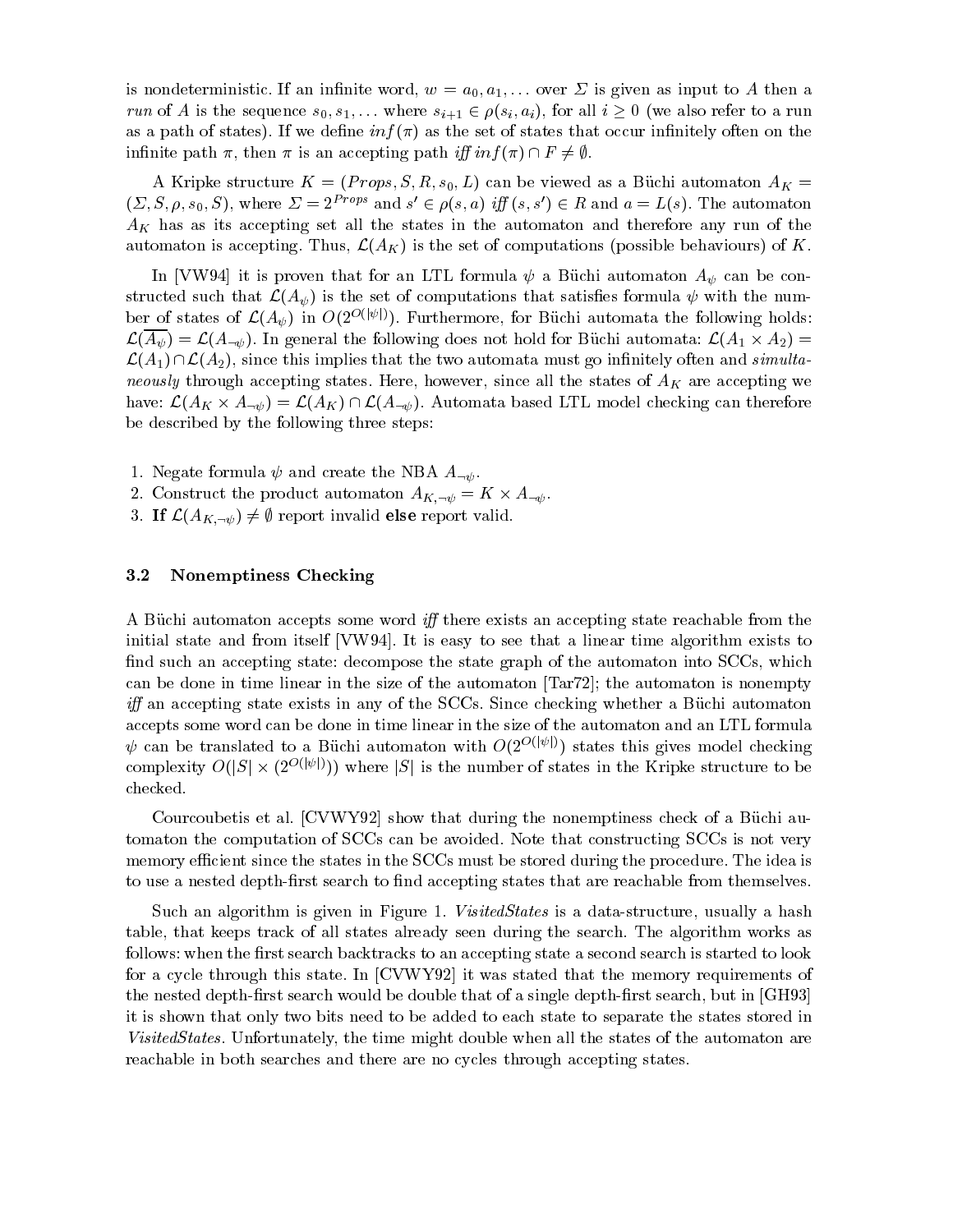is nondeterministic. If an infinite word, $w = a_0, a_1, \ldots$ over $\Sigma$ is given as input to $A$ then a *run* of $A$ is the sequence $s_0, s_1, \ldots$ where $s_{i+1} \in \rho(s_i, a_i)$, for all $i \geq 0$ (we also refer to a run as a path of states). If we define $inf(\pi)$ as the set of states that occur infinitely often on the infinite path $\pi$, then $\pi$ is an accepting path *iff* $inf(\pi) \cap F \neq \emptyset$.

A Kripke structure $K = (Props, S, R, s_0, L)$ can be viewed as a Büchi automaton $A_K = (\Sigma, S, \rho, s_0, S)$, where $\Sigma = 2^{Props}$ and $s' \in \rho(s, a)$ *iff* $(s, s') \in R$ and $a = L(s)$. The automaton $A_K$ has as its accepting set all the states in the automaton and therefore any run of the automaton is accepting. Thus, $\mathcal{L}(A_K)$ is the set of computations (possible behaviours) of $K$.

In [VW94] it is proven that for an LTL formula $\psi$ a Büchi automaton $A_\psi$ can be constructed such that $\mathcal{L}(A_\psi)$ is the set of computations that satisfies formula $\psi$ with the number of states of $\mathcal{L}(A_\psi)$ in $O(2^{O(|\psi|)})$. Furthermore, for Büchi automata the following holds: $\mathcal{L}(\overline{A_\psi}) = \mathcal{L}(A_{\neg\psi})$. In general the following does not hold for Büchi automata: $\mathcal{L}(A_1 \times A_2) = \mathcal{L}(A_1) \cap \mathcal{L}(A_2)$, since this implies that the two automata must go infinitely often and *simultaneously* through accepting states. Here, however, since all the states of $A_K$ are accepting we have: $\mathcal{L}(A_K \times A_{\neg\psi}) = \mathcal{L}(A_K) \cap \mathcal{L}(A_{\neg\psi})$. Automata based LTL model checking can therefore be described by the following three steps:

1. Negate formula $\psi$ and create the NBA $A_{\neg\psi}$.
2. Construct the product automaton $A_{K,\neg\psi} = K \times A_{\neg\psi}$.
3. **If** $\mathcal{L}(A_{K,\neg\psi}) \neq \emptyset$ report invalid **else** report valid.

### 3.2 Nonemptiness Checking

A Büchi automaton accepts some word *iff* there exists an accepting state reachable from the initial state and from itself [VW94]. It is easy to see that a linear time algorithm exists to find such an accepting state: decompose the state graph of the automaton into SCCs, which can be done in time linear in the size of the automaton [Tar72]; the automaton is nonempty *iff* an accepting state exists in any of the SCCs. Since checking whether a Büchi automaton accepts some word can be done in time linear in the size of the automaton and an LTL formula $\psi$ can be translated to a Büchi automaton with $O(2^{O(|\psi|)})$ states this gives model checking complexity $O(|S| \times (2^{O(|\psi|)}))$ where $|S|$ is the number of states in the Kripke structure to be checked.

Courcoubetis et al. [CVWY92] show that during the nonemptiness check of a Büchi automaton the computation of SCCs can be avoided. Note that constructing SCCs is not very memory efficient since the states in the SCCs must be stored during the procedure. The idea is to use a nested depth-first search to find accepting states that are reachable from themselves.

Such an algorithm is given in Figure 1. *VisitedStates* is a data-structure, usually a hash table, that keeps track of all states already seen during the search. The algorithm works as follows: when the first search backtracks to an accepting state a second search is started to look for a cycle through this state. In [CVWY92] it was stated that the memory requirements of the nested depth-first search would be double that of a single depth-first search, but in [GH93] it is shown that only two bits need to be added to each state to separate the states stored in *VisitedStates*. Unfortunately, the time might double when all the states of the automaton are reachable in both searches and there are no cycles through accepting states.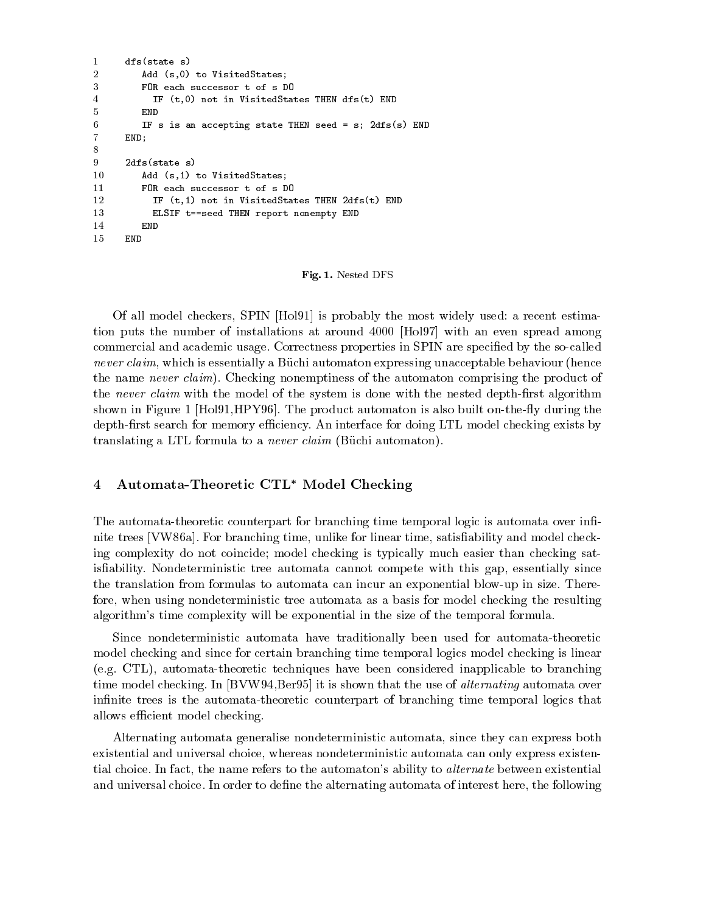```
1     dfs(state s)
2        Add (s,0) to VisitedStates;
3        FOR each successor t of s DO
4          IF (t,0) not in VisitedStates THEN dfs(t) END
5        END
6        IF s is an accepting state THEN seed = s; 2dfs(s) END
7     END;
8
9     2dfs(state s)
10       Add (s,1) to VisitedStates;
11       FOR each successor t of s DO
12         IF (t,1) not in VisitedStates THEN 2dfs(t) END
13         ELSIF t==seed THEN report nonempty END
14       END
15    END
```

**Fig. 1.** Nested DFS

Of all model checkers, SPIN [Hol91] is probably the most widely used: a recent estimation puts the number of installations at around 4000 [Hol97] with an even spread among commercial and academic usage. Correctness properties in SPIN are specified by the so-called *never claim*, which is essentially a Büchi automaton expressing unacceptable behaviour (hence the name *never claim*). Checking nonemptiness of the automaton comprising the product of the *never claim* with the model of the system is done with the nested depth-first algorithm shown in Figure 1 [Hol91,HPY96]. The product automaton is also built on-the-fly during the depth-first search for memory efficiency. An interface for doing LTL model checking exists by translating a LTL formula to a *never claim* (Büchi automaton).

## 4 Automata-Theoretic CTL* Model Checking

The automata-theoretic counterpart for branching time temporal logic is automata over infinite trees [VW86a]. For branching time, unlike for linear time, satisfiability and model checking complexity do not coincide; model checking is typically much easier than checking satisfiability. Nondeterministic tree automata cannot compete with this gap, essentially since the translation from formulas to automata can incur an exponential blow-up in size. Therefore, when using nondeterministic tree automata as a basis for model checking the resulting algorithm's time complexity will be exponential in the size of the temporal formula.

Since nondeterministic automata have traditionally been used for automata-theoretic model checking and since for certain branching time temporal logics model checking is linear (e.g. CTL), automata-theoretic techniques have been considered inapplicable to branching time model checking. In [BVW94,Ber95] it is shown that the use of *alternating* automata over infinite trees is the automata-theoretic counterpart of branching time temporal logics that allows efficient model checking.

Alternating automata generalise nondeterministic automata, since they can express both existential and universal choice, whereas nondeterministic automata can only express existential choice. In fact, the name refers to the automaton's ability to *alternate* between existential and universal choice. In order to define the alternating automata of interest here, the following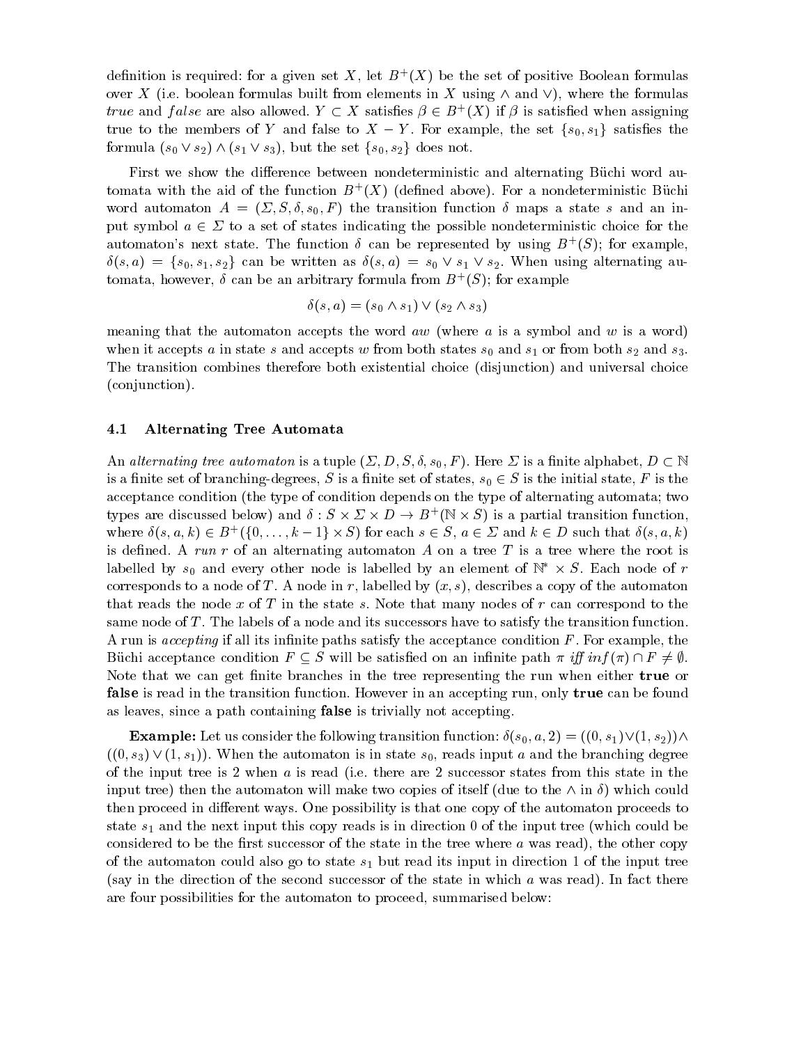definition is required: for a given set $X$, let $B^+(X)$ be the set of positive Boolean formulas over $X$ (i.e. boolean formulas built from elements in $X$ using $\wedge$ and $\vee$), where the formulas *true* and *false* are also allowed. $Y \subset X$ satisfies $\beta \in B^+(X)$ if $\beta$ is satisfied when assigning true to the members of $Y$ and false to $X - Y$. For example, the set $\{s_0, s_1\}$ satisfies the formula $(s_0 \vee s_2) \wedge (s_1 \vee s_3)$, but the set $\{s_0, s_2\}$ does not.

First we show the difference between nondeterministic and alternating Büchi word automata with the aid of the function $B^+(X)$ (defined above). For a nondeterministic Büchi word automaton $A = (\Sigma, S, \delta, s_0, F)$ the transition function $\delta$ maps a state $s$ and an input symbol $a \in \Sigma$ to a set of states indicating the possible nondeterministic choice for the automaton's next state. The function $\delta$ can be represented by using $B^+(S)$; for example, $\delta(s, a) = \{s_0, s_1, s_2\}$ can be written as $\delta(s, a) = s_0 \vee s_1 \vee s_2$. When using alternating automata, however, $\delta$ can be an arbitrary formula from $B^+(S)$; for example

$$\delta(s, a) = (s_0 \wedge s_1) \vee (s_2 \wedge s_3)$$

meaning that the automaton accepts the word $aw$ (where $a$ is a symbol and $w$ is a word) when it accepts $a$ in state $s$ and accepts $w$ from both states $s_0$ and $s_1$ or from both $s_2$ and $s_3$. The transition combines therefore both existential choice (disjunction) and universal choice (conjunction).

### 4.1 Alternating Tree Automata

An *alternating tree automaton* is a tuple $(\Sigma, D, S, \delta, s_0, F)$. Here $\Sigma$ is a finite alphabet, $D \subset \mathbb{N}$ is a finite set of branching-degrees, $S$ is a finite set of states, $s_0 \in S$ is the initial state, $F$ is the acceptance condition (the type of condition depends on the type of alternating automata; two types are discussed below) and $\delta : S \times \Sigma \times D \rightarrow B^+(\mathbb{N} \times S)$ is a partial transition function, where $\delta(s, a, k) \in B^+(\{0, \ldots, k-1\} \times S)$ for each $s \in S$, $a \in \Sigma$ and $k \in D$ such that $\delta(s, a, k)$ is defined. A *run* $r$ of an alternating automaton $A$ on a tree $T$ is a tree where the root is labelled by $s_0$ and every other node is labelled by an element of $\mathbb{N}^* \times S$. Each node of $r$ corresponds to a node of $T$. A node in $r$, labelled by $(x, s)$, describes a copy of the automaton that reads the node $x$ of $T$ in the state $s$. Note that many nodes of $r$ can correspond to the same node of $T$. The labels of a node and its successors have to satisfy the transition function. A run is *accepting* if all its infinite paths satisfy the acceptance condition $F$. For example, the Büchi acceptance condition $F \subseteq S$ will be satisfied on an infinite path $\pi$ *iff* $inf(\pi) \cap F \neq \emptyset$. Note that we can get finite branches in the tree representing the run when either **true** or **false** is read in the transition function. However in an accepting run, only **true** can be found as leaves, since a path containing **false** is trivially not accepting.

**Example:** Let us consider the following transition function: $\delta(s_0, a, 2) = ((0, s_1) \vee (1, s_2)) \wedge ((0, s_3) \vee (1, s_1))$. When the automaton is in state $s_0$, reads input $a$ and the branching degree of the input tree is 2 when $a$ is read (i.e. there are 2 successor states from this state in the input tree) then the automaton will make two copies of itself (due to the $\wedge$ in $\delta$) which could then proceed in different ways. One possibility is that one copy of the automaton proceeds to state $s_1$ and the next input this copy reads is in direction 0 of the input tree (which could be considered to be the first successor of the state in the tree where $a$ was read), the other copy of the automaton could also go to state $s_1$ but read its input in direction 1 of the input tree (say in the direction of the second successor of the state in which $a$ was read). In fact there are four possibilities for the automaton to proceed, summarised below: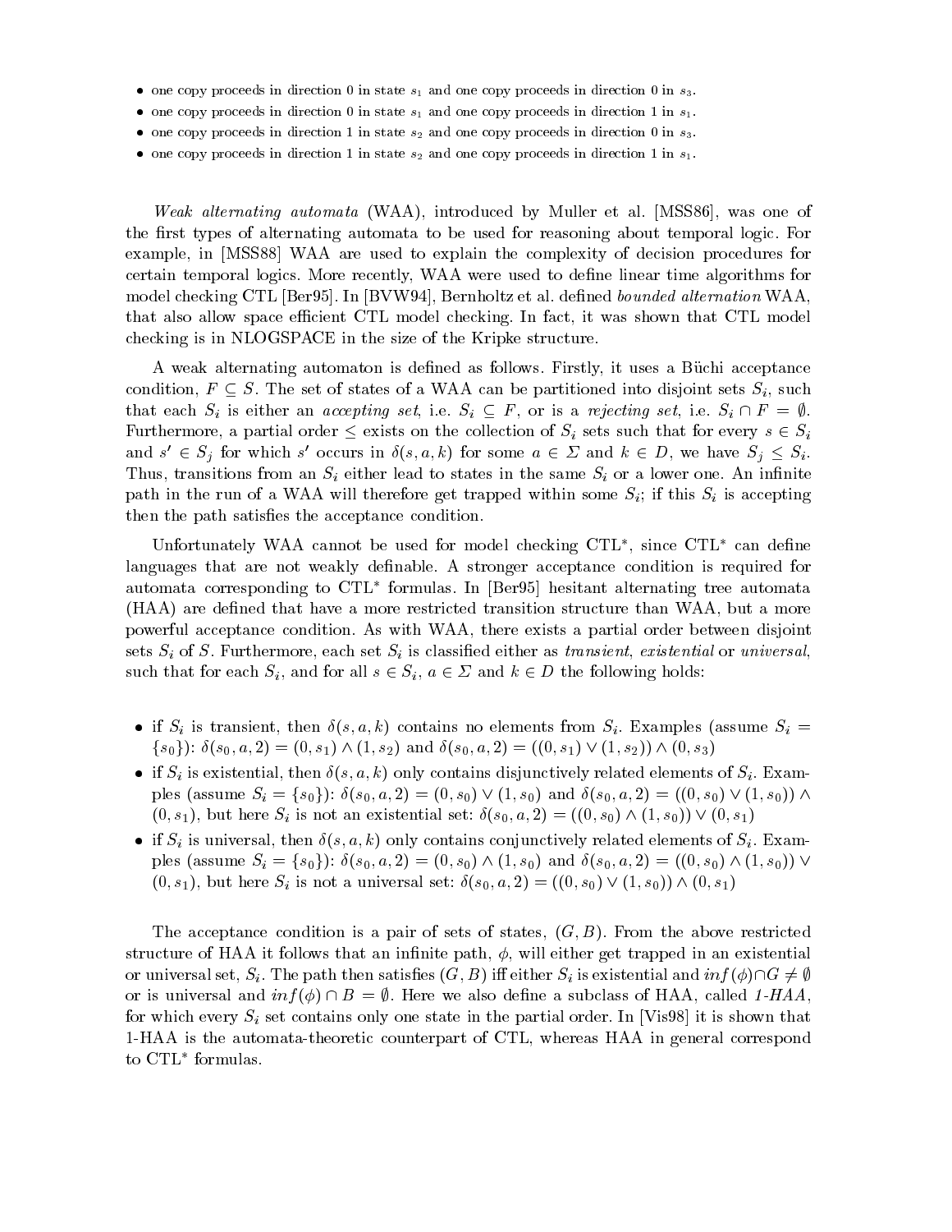- one copy proceeds in direction 0 in state $s_1$ and one copy proceeds in direction 0 in $s_3$.
- one copy proceeds in direction 0 in state $s_1$ and one copy proceeds in direction 1 in $s_1$.
- one copy proceeds in direction 1 in state $s_2$ and one copy proceeds in direction 0 in $s_3$.
- one copy proceeds in direction 1 in state $s_2$ and one copy proceeds in direction 1 in $s_1$.

*Weak alternating automata* (WAA), introduced by Muller et al. [MSS86], was one of the first types of alternating automata to be used for reasoning about temporal logic. For example, in [MSS88] WAA are used to explain the complexity of decision procedures for certain temporal logics. More recently, WAA were used to define linear time algorithms for model checking CTL [Ber95]. In [BVW94], Bernholtz et al. defined *bounded alternation* WAA, that also allow space efficient CTL model checking. In fact, it was shown that CTL model checking is in NLOGSPACE in the size of the Kripke structure.

A weak alternating automaton is defined as follows. Firstly, it uses a Büchi acceptance condition, $F \subseteq S$. The set of states of a WAA can be partitioned into disjoint sets $S_i$, such that each $S_i$ is either an *accepting set*, i.e. $S_i \subseteq F$, or is a *rejecting set*, i.e. $S_i \cap F = \emptyset$. Furthermore, a partial order $\leq$ exists on the collection of $S_i$ sets such that for every $s \in S_i$ and $s' \in S_j$ for which $s'$ occurs in $\delta(s, a, k)$ for some $a \in \Sigma$ and $k \in D$, we have $S_j \leq S_i$. Thus, transitions from an $S_i$ either lead to states in the same $S_i$ or a lower one. An infinite path in the run of a WAA will therefore get trapped within some $S_i$; if this $S_i$ is accepting then the path satisfies the acceptance condition.

Unfortunately WAA cannot be used for model checking CTL$^*$, since CTL$^*$ can define languages that are not weakly definable. A stronger acceptance condition is required for automata corresponding to CTL$^*$ formulas. In [Ber95] hesitant alternating tree automata (HAA) are defined that have a more restricted transition structure than WAA, but a more powerful acceptance condition. As with WAA, there exists a partial order between disjoint sets $S_i$ of $S$. Furthermore, each set $S_i$ is classified either as *transient*, *existential* or *universal*, such that for each $S_i$, and for all $s \in S_i$, $a \in \Sigma$ and $k \in D$ the following holds:

- if $S_i$ is transient, then $\delta(s, a, k)$ contains no elements from $S_i$. Examples (assume $S_i = \{s_0\}$): $\delta(s_0, a, 2) = (0, s_1) \wedge (1, s_2)$ and $\delta(s_0, a, 2) = ((0, s_1) \vee (1, s_2)) \wedge (0, s_3)$
- if $S_i$ is existential, then $\delta(s, a, k)$ only contains disjunctively related elements of $S_i$. Examples (assume $S_i = \{s_0\}$): $\delta(s_0, a, 2) = (0, s_0) \vee (1, s_0)$ and $\delta(s_0, a, 2) = ((0, s_0) \vee (1, s_0)) \wedge (0, s_1)$, but here $S_i$ is not an existential set: $\delta(s_0, a, 2) = ((0, s_0) \wedge (1, s_0)) \vee (0, s_1)$
- if $S_i$ is universal, then $\delta(s, a, k)$ only contains conjunctively related elements of $S_i$. Examples (assume $S_i = \{s_0\}$): $\delta(s_0, a, 2) = (0, s_0) \wedge (1, s_0)$ and $\delta(s_0, a, 2) = ((0, s_0) \wedge (1, s_0)) \vee (0, s_1)$, but here $S_i$ is not a universal set: $\delta(s_0, a, 2) = ((0, s_0) \vee (1, s_0)) \wedge (0, s_1)$

The acceptance condition is a pair of sets of states, $(G, B)$. From the above restricted structure of HAA it follows that an infinite path, $\phi$, will either get trapped in an existential or universal set, $S_i$. The path then satisfies $(G, B)$ iff either $S_i$ is existential and $inf(\phi) \cap G \neq \emptyset$ or is universal and $inf(\phi) \cap B = \emptyset$. Here we also define a subclass of HAA, called *1-HAA*, for which every $S_i$ set contains only one state in the partial order. In [Vis98] it is shown that 1-HAA is the automata-theoretic counterpart of CTL, whereas HAA in general correspond to CTL$^*$ formulas.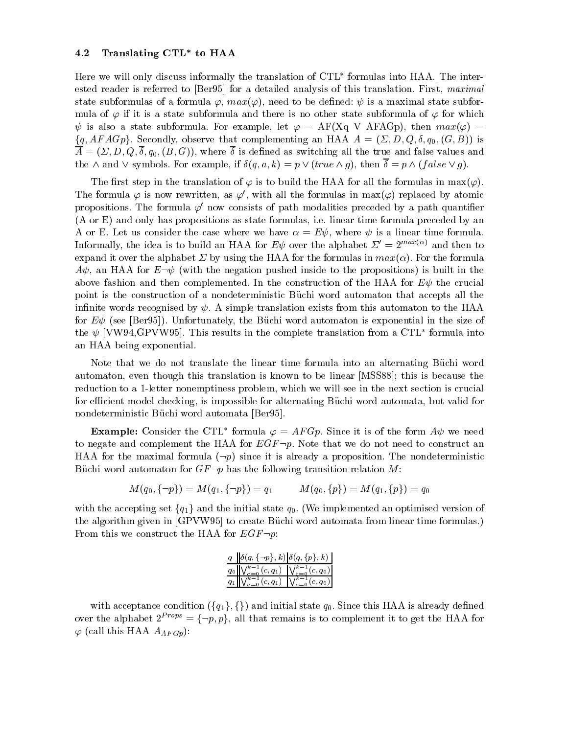### 4.2 Translating CTL* to HAA

Here we will only discuss informally the translation of CTL* formulas into HAA. The interested reader is referred to [Ber95] for a detailed analysis of this translation. First, *maximal* state subformulas of a formula $\varphi$, $max(\varphi)$, need to be defined: $\psi$ is a maximal state subformula of $\varphi$ if it is a state subformula and there is no other state subformula of $\varphi$ for which $\psi$ is also a state subformula. For example, let $\varphi$ = AF(Xq V AFAGp), then $max(\varphi) = \{q, AFAGp\}$. Secondly, observe that complementing an HAA $A = (\Sigma, D, Q, \delta, q_0, (G, B))$ is $\overline{A} = (\Sigma, D, Q, \overline{\delta}, q_0, (B, G))$, where $\overline{\delta}$ is defined as switching all the true and false values and the $\wedge$ and $\vee$ symbols. For example, if $\delta(q, a, k) = p \vee (true \wedge g)$, then $\overline{\delta} = p \wedge (false \vee g)$.

The first step in the translation of $\varphi$ is to build the HAA for all the formulas in max($\varphi$). The formula $\varphi$ is now rewritten, as $\varphi'$, with all the formulas in max($\varphi$) replaced by atomic propositions. The formula $\varphi'$ now consists of path modalities preceded by a path quantifier (A or E) and only has propositions as state formulas, i.e. linear time formula preceded by an A or E. Let us consider the case where we have $\alpha = E\psi$, where $\psi$ is a linear time formula. Informally, the idea is to build an HAA for $E\psi$ over the alphabet $\Sigma' = 2^{max(\alpha)}$ and then to expand it over the alphabet $\Sigma$ by using the HAA for the formulas in $max(\alpha)$. For the formula $A\psi$, an HAA for $E\neg\psi$ (with the negation pushed inside to the propositions) is built in the above fashion and then complemented. In the construction of the HAA for $E\psi$ the crucial point is the construction of a nondeterministic Büchi word automaton that accepts all the infinite words recognised by $\psi$. A simple translation exists from this automaton to the HAA for $E\psi$ (see [Ber95]). Unfortunately, the Büchi word automaton is exponential in the size of the $\psi$ [VW94,GPVW95]. This results in the complete translation from a CTL* formula into an HAA being exponential.

Note that we do not translate the linear time formula into an alternating Büchi word automaton, even though this translation is known to be linear [MSS88]; this is because the reduction to a 1-letter nonemptiness problem, which we will see in the next section is crucial for efficient model checking, is impossible for alternating Büchi word automata, but valid for nondeterministic Büchi word automata [Ber95].

**Example:** Consider the CTL* formula $\varphi = AFGp$. Since it is of the form $A\psi$ we need to negate and complement the HAA for $EGF\neg p$. Note that we do not need to construct an HAA for the maximal formula ($\neg p$) since it is already a proposition. The nondeterministic Büchi word automaton for $GF\neg p$ has the following transition relation $M$:

$$M(q_0, \{\neg p\}) = M(q_1, \{\neg p\}) = q_1 \qquad M(q_0, \{p\}) = M(q_1, \{p\}) = q_0$$

with the accepting set $\{q_1\}$ and the initial state $q_0$. (We implemented an optimised version of the algorithm given in [GPVW95] to create Büchi word automata from linear time formulas.) From this we construct the HAA for $EGF\neg p$:

| $q$ | $\delta(q, \{\neg p\}, k)$ | $\delta(q, \{p\}, k)$ |
|---|---|---|
| $q_0$ | $\bigvee_{c=0}^{k-1} (c, q_1)$ | $\bigvee_{c=0}^{k-1} (c, q_0)$ |
| $q_1$ | $\bigvee_{c=0}^{k-1} (c, q_1)$ | $\bigvee_{c=0}^{k-1} (c, q_0)$ |

with acceptance condition $(\{q_1\}, \{\})$ and initial state $q_0$. Since this HAA is already defined over the alphabet $2^{Props} = \{\neg p, p\}$, all that remains is to complement it to get the HAA for $\varphi$ (call this HAA $A_{AFGp}$):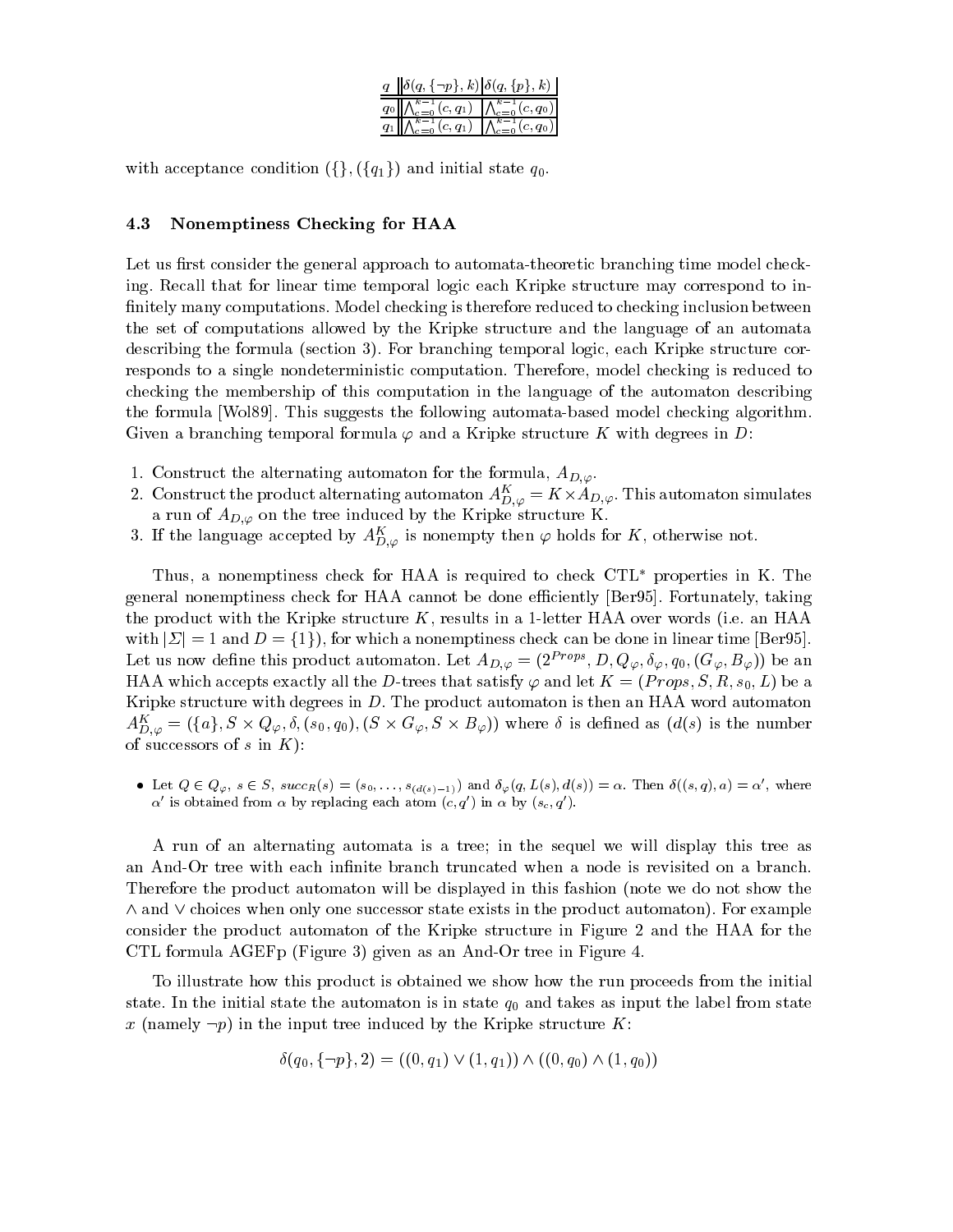| $q$ | $\delta(q, \{\neg p\}, k)$ | $\delta(q, \{p\}, k)$ |
|---|---|---|
| $q_0$ | $\bigwedge_{c=0}^{k-1}(c, q_1)$ | $\bigwedge_{c=0}^{k-1}(c, q_0)$ |
| $q_1$ | $\bigwedge_{c=0}^{k-1}(c, q_1)$ | $\bigwedge_{c=0}^{k-1}(c, q_0)$ |

with acceptance condition $(\{\}, (\{q_1\})$ and initial state $q_0$.

### 4.3 Nonemptiness Checking for HAA

Let us first consider the general approach to automata-theoretic branching time model checking. Recall that for linear time temporal logic each Kripke structure may correspond to infinitely many computations. Model checking is therefore reduced to checking inclusion between the set of computations allowed by the Kripke structure and the language of an automata describing the formula (section 3). For branching temporal logic, each Kripke structure corresponds to a single nondeterministic computation. Therefore, model checking is reduced to checking the membership of this computation in the language of the automaton describing the formula [Wol89]. This suggests the following automata-based model checking algorithm. Given a branching temporal formula $\varphi$ and a Kripke structure $K$ with degrees in $D$:

1. Construct the alternating automaton for the formula, $A_{D,\varphi}$.
2. Construct the product alternating automaton $A^K_{D,\varphi} = K \times A_{D,\varphi}$. This automaton simulates a run of $A_{D,\varphi}$ on the tree induced by the Kripke structure K.
3. If the language accepted by $A^K_{D,\varphi}$ is nonempty then $\varphi$ holds for $K$, otherwise not.

Thus, a nonemptiness check for HAA is required to check CTL* properties in K. The general nonemptiness check for HAA cannot be done efficiently [Ber95]. Fortunately, taking the product with the Kripke structure $K$, results in a 1-letter HAA over words (i.e. an HAA with $|\Sigma| = 1$ and $D = \{1\}$), for which a nonemptiness check can be done in linear time [Ber95]. Let us now define this product automaton. Let $A_{D,\varphi} = (2^{Props}, D, Q_\varphi, \delta_\varphi, q_0, (G_\varphi, B_\varphi))$ be an HAA which accepts exactly all the $D$-trees that satisfy $\varphi$ and let $K = (Props, S, R, s_0, L)$ be a Kripke structure with degrees in $D$. The product automaton is then an HAA word automaton $A^K_{D,\varphi} = (\{a\}, S \times Q_\varphi, \delta, (s_0, q_0), (S \times G_\varphi, S \times B_\varphi))$ where $\delta$ is defined as ($d(s)$ is the number of successors of $s$ in $K$):

- Let $Q \in Q_\varphi$, $s \in S$, $succ_R(s) = (s_0, \ldots, s_{(d(s)-1)})$ and $\delta_\varphi(q, L(s), d(s)) = \alpha$. Then $\delta((s,q), a) = \alpha'$, where $\alpha'$ is obtained from $\alpha$ by replacing each atom $(c, q')$ in $\alpha$ by $(s_c, q')$.

A run of an alternating automata is a tree; in the sequel we will display this tree as an And-Or tree with each infinite branch truncated when a node is revisited on a branch. Therefore the product automaton will be displayed in this fashion (note we do not show the $\wedge$ and $\vee$ choices when only one successor state exists in the product automaton). For example consider the product automaton of the Kripke structure in Figure 2 and the HAA for the CTL formula AGEFp (Figure 3) given as an And-Or tree in Figure 4.

To illustrate how this product is obtained we show how the run proceeds from the initial state. In the initial state the automaton is in state $q_0$ and takes as input the label from state $x$ (namely $\neg p$) in the input tree induced by the Kripke structure $K$:

$$\delta(q_0, \{\neg p\}, 2) = ((0, q_1) \vee (1, q_1)) \wedge ((0, q_0) \wedge (1, q_0))$$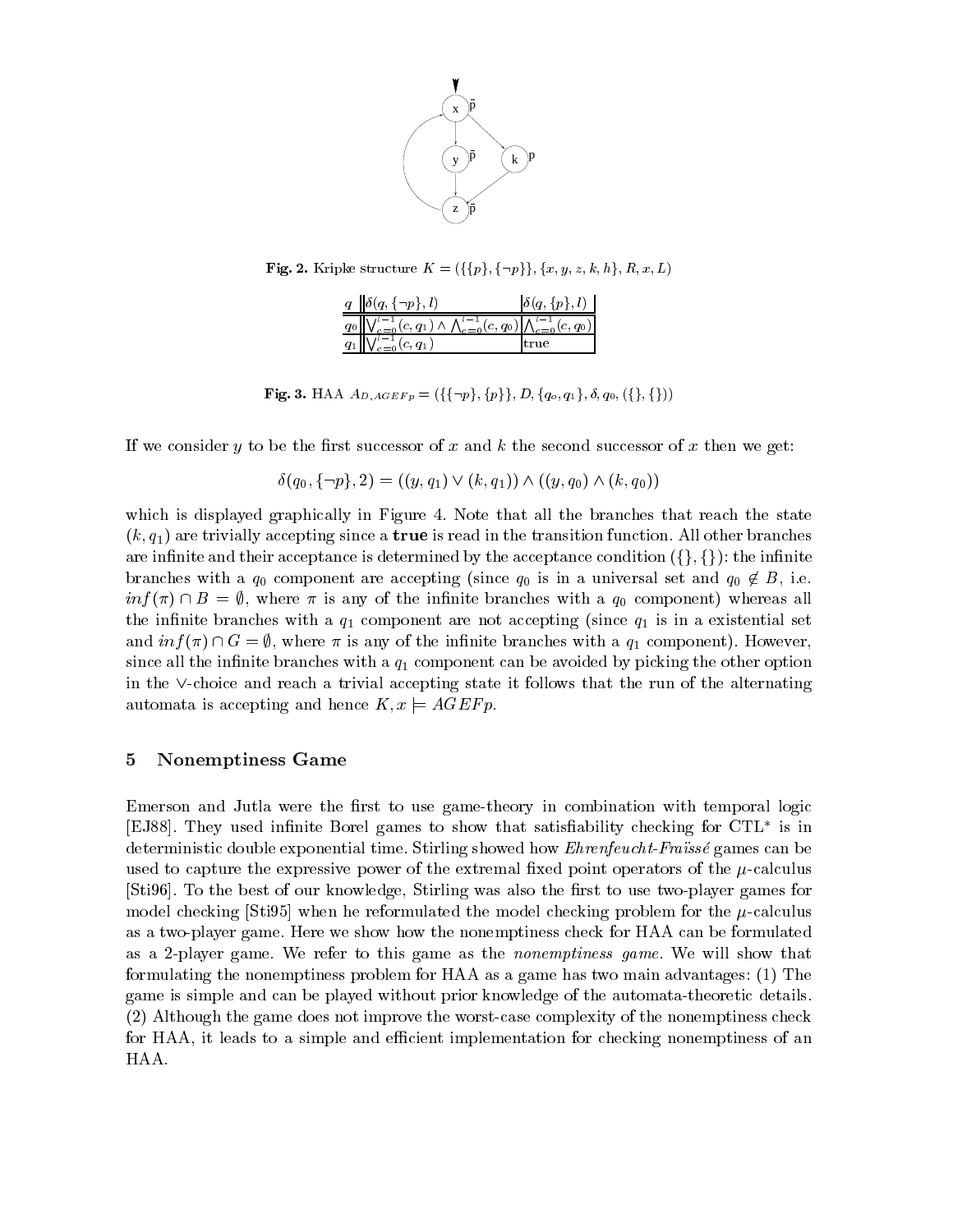Fig. 2. Kripke structure $K = (\{\{p\}, \{\neg p\}\}, \{x, y, z, k, h\}, R, x, L)$

| $q$ | $\delta(q, \{\neg p\}, l)$ | $\delta(q, \{p\}, l)$ |
|---|---|---|
| $q_0$ | $\bigvee_{c=0}^{l-1}(c, q_1) \wedge \bigwedge_{c=0}^{l-1}(c, q_0)$ | $\bigwedge_{c=0}^{l-1}(c, q_0)$ |
| $q_1$ | $\bigvee_{c=0}^{l-1}(c, q_1)$ | true |

Fig. 3. HAA $A_{D,AGEFp} = (\{\{\neg p\}, \{p\}\}, D, \{q_o, q_1\}, \delta, q_0, (\{\}, \{\}))$

If we consider $y$ to be the first successor of $x$ and $k$ the second successor of $x$ then we get:

$$\delta(q_0, \{\neg p\}, 2) = ((y, q_1) \vee (k, q_1)) \wedge ((y, q_0) \wedge (k, q_0))$$

which is displayed graphically in Figure 4. Note that all the branches that reach the state $(k, q_1)$ are trivially accepting since a **true** is read in the transition function. All other branches are infinite and their acceptance is determined by the acceptance condition $(\{\}, \{\})$: the infinite branches with a $q_0$ component are accepting (since $q_0$ is in a universal set and $q_0 \notin B$, i.e. $inf(\pi) \cap B = \emptyset$, where $\pi$ is any of the infinite branches with a $q_0$ component) whereas all the infinite branches with a $q_1$ component are not accepting (since $q_1$ is in a existential set and $inf(\pi) \cap G = \emptyset$, where $\pi$ is any of the infinite branches with a $q_1$ component). However, since all the infinite branches with a $q_1$ component can be avoided by picking the other option in the $\vee$-choice and reach a trivial accepting state it follows that the run of the alternating automata is accepting and hence $K, x \models AGEFp$.

## 5 Nonemptiness Game

Emerson and Jutla were the first to use game-theory in combination with temporal logic [EJ88]. They used infinite Borel games to show that satisfiability checking for CTL* is in deterministic double exponential time. Stirling showed how *Ehrenfeucht-Fraïssé* games can be used to capture the expressive power of the extremal fixed point operators of the $\mu$-calculus [Sti96]. To the best of our knowledge, Stirling was also the first to use two-player games for model checking [Sti95] when he reformulated the model checking problem for the $\mu$-calculus as a two-player game. Here we show how the nonemptiness check for HAA can be formulated as a 2-player game. We refer to this game as the *nonemptiness game*. We will show that formulating the nonemptiness problem for HAA as a game has two main advantages: (1) The game is simple and can be played without prior knowledge of the automata-theoretic details. (2) Although the game does not improve the worst-case complexity of the nonemptiness check for HAA, it leads to a simple and efficient implementation for checking nonemptiness of an HAA.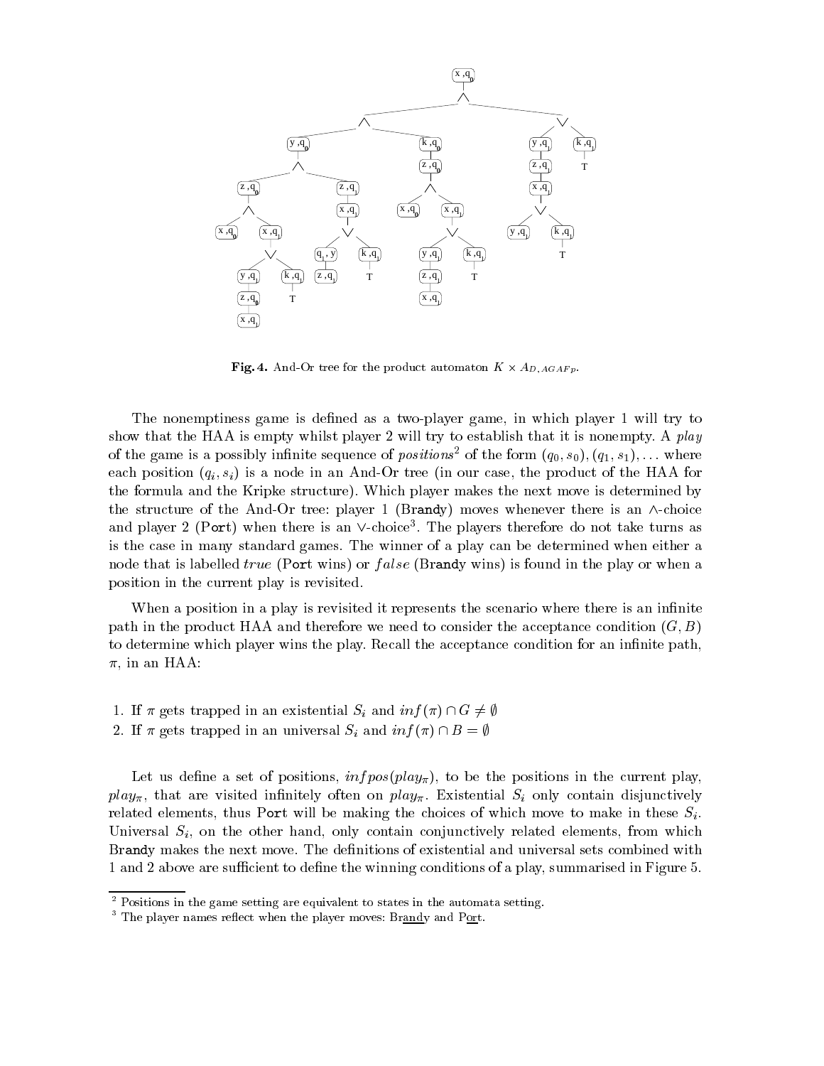**Fig. 4.** And-Or tree for the product automaton $K \times A_{D,AGAFp}$.

The nonemptiness game is defined as a two-player game, in which player 1 will try to show that the HAA is empty whilst player 2 will try to establish that it is nonempty. A *play* of the game is a possibly infinite sequence of *positions*[2] of the form $(q_0, s_0), (q_1, s_1), \ldots$ where each position $(q_i, s_i)$ is a node in an And-Or tree (in our case, the product of the HAA for the formula and the Kripke structure). Which player makes the next move is determined by the structure of the And-Or tree: player 1 (Brandy) moves whenever there is an $\wedge$-choice and player 2 (Port) when there is an $\vee$-choice[3]. The players therefore do not take turns as is the case in many standard games. The winner of a play can be determined when either a node that is labelled *true* (Port wins) or *false* (Brandy wins) is found in the play or when a position in the current play is revisited.

When a position in a play is revisited it represents the scenario where there is an infinite path in the product HAA and therefore we need to consider the acceptance condition $(G, B)$ to determine which player wins the play. Recall the acceptance condition for an infinite path, $\pi$, in an HAA:

1. If $\pi$ gets trapped in an existential $S_i$ and $inf(\pi) \cap G \neq \emptyset$
2. If $\pi$ gets trapped in an universal $S_i$ and $inf(\pi) \cap B = \emptyset$

Let us define a set of positions, $infpos(play_\pi)$, to be the positions in the current play, $play_\pi$, that are visited infinitely often on $play_\pi$. Existential $S_i$ only contain disjunctively related elements, thus Port will be making the choices of which move to make in these $S_i$. Universal $S_i$, on the other hand, only contain conjunctively related elements, from which Brandy makes the next move. The definitions of existential and universal sets combined with 1 and 2 above are sufficient to define the winning conditions of a play, summarised in Figure 5.

[2] Positions in the game setting are equivalent to states in the automata setting.

[3] The player names reflect when the player moves: Br<u>and</u>y and P<u>or</u>t.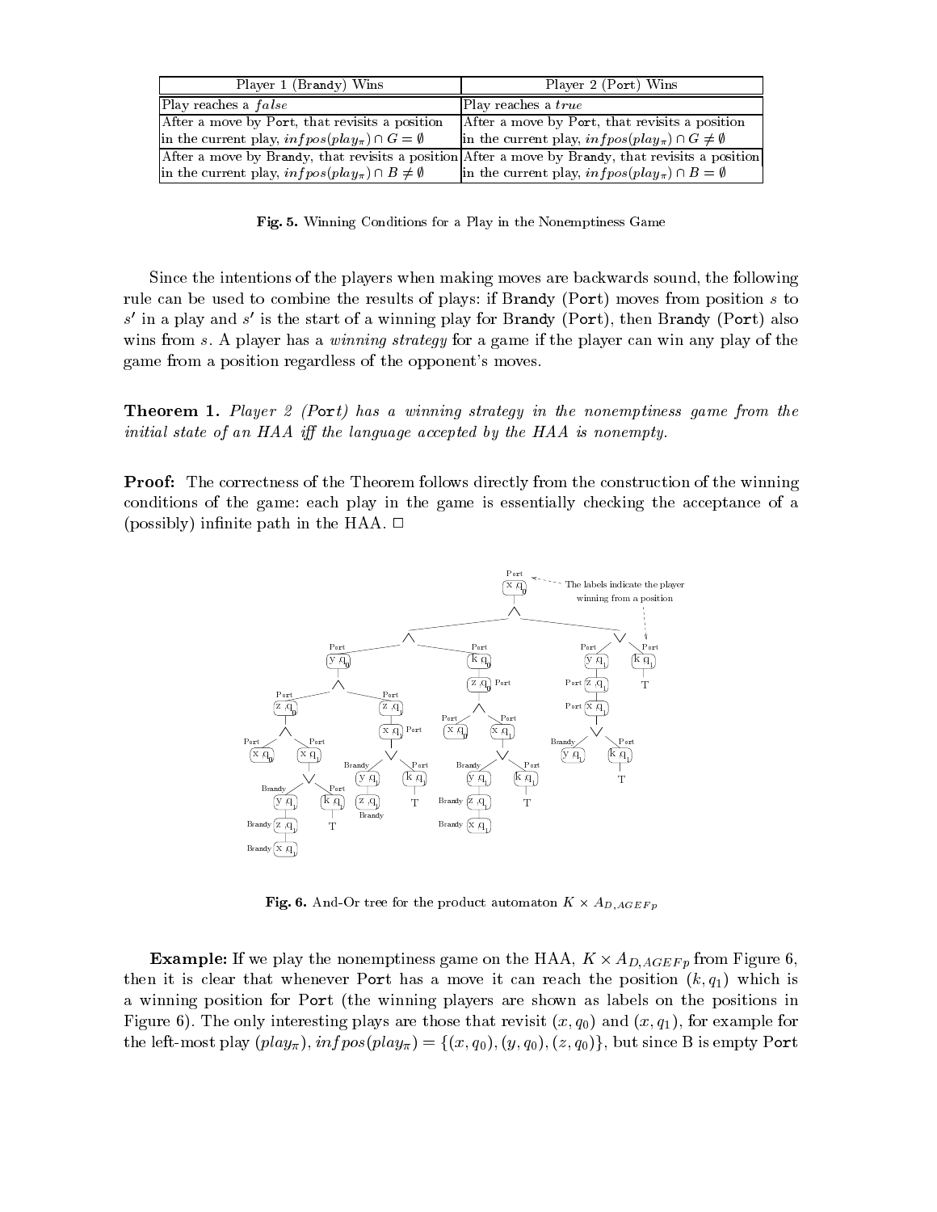| Player 1 (Brandy) Wins | Player 2 (Port) Wins |
|---|---|
| Play reaches a $false$ | Play reaches a $true$ |
| After a move by Port, that revisits a position in the current play, $infpos(play_\pi) \cap G = \emptyset$ | After a move by Port, that revisits a position in the current play, $infpos(play_\pi) \cap G \neq \emptyset$ |
| After a move by Brandy, that revisits a position in the current play, $infpos(play_\pi) \cap B \neq \emptyset$ | After a move by Brandy, that revisits a position in the current play, $infpos(play_\pi) \cap B = \emptyset$ |

**Fig. 5.** Winning Conditions for a Play in the Nonemptiness Game

Since the intentions of the players when making moves are backwards sound, the following rule can be used to combine the results of plays: if Brandy (Port) moves from position $s$ to $s'$ in a play and $s'$ is the start of a winning play for Brandy (Port), then Brandy (Port) also wins from $s$. A player has a *winning strategy* for a game if the player can win any play of the game from a position regardless of the opponent's moves.

**Theorem 1.** *Player 2 (Port) has a winning strategy in the nonemptiness game from the initial state of an HAA iff the language accepted by the HAA is nonempty.*

**Proof:** The correctness of the Theorem follows directly from the construction of the winning conditions of the game: each play in the game is essentially checking the acceptance of a (possibly) infinite path in the HAA. □

**Fig. 6.** And-Or tree for the product automaton $K \times A_{D,AGEFp}$

**Example:** If we play the nonemptiness game on the HAA, $K \times A_{D,AGEFp}$ from Figure 6, then it is clear that whenever Port has a move it can reach the position $(k, q_1)$ which is a winning position for Port (the winning players are shown as labels on the positions in Figure 6). The only interesting plays are those that revisit $(x, q_0)$ and $(x, q_1)$, for example for the left-most play $(play_\pi)$, $infpos(play_\pi) = \{(x, q_0), (y, q_0), (z, q_0)\}$, but since B is empty Port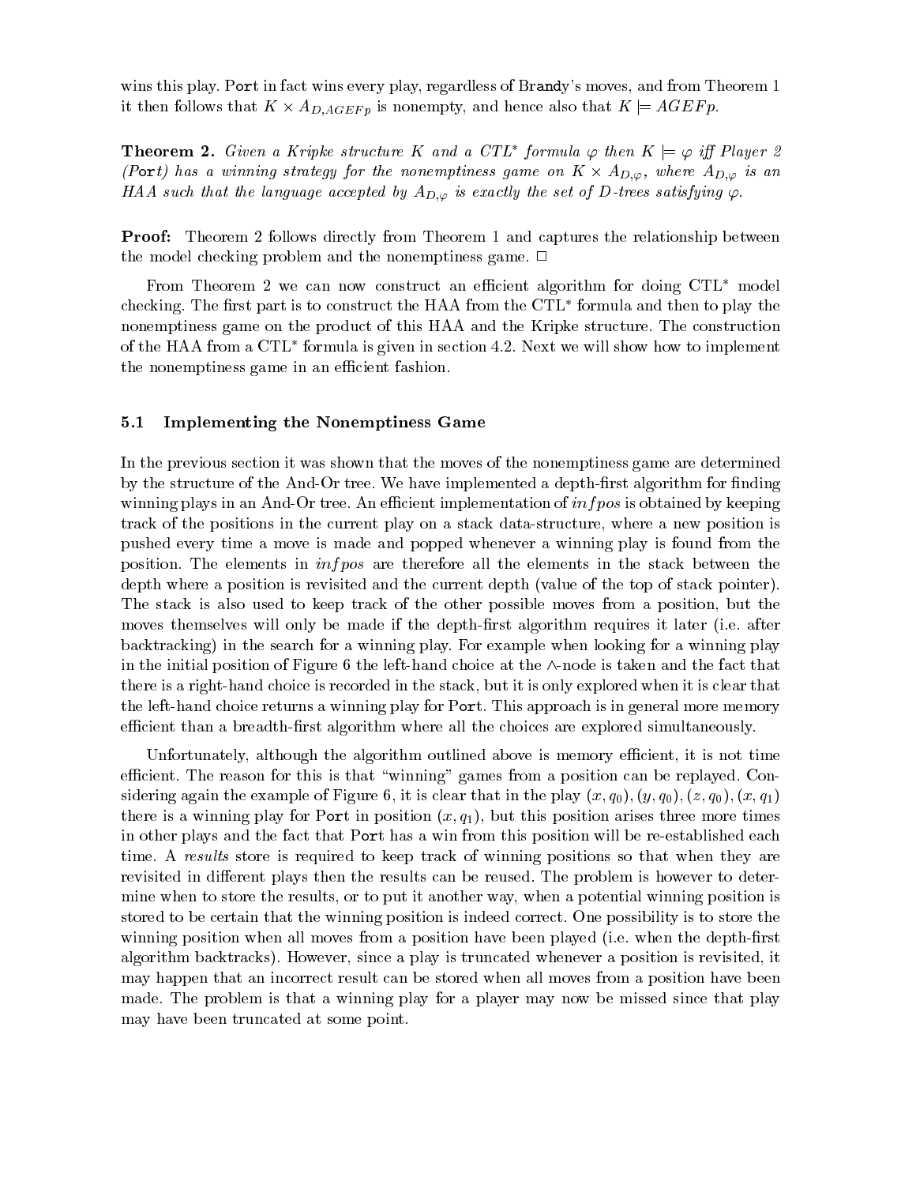wins this play. Port in fact wins every play, regardless of Brandy's moves, and from Theorem 1 it then follows that $K \times A_{D,AGEFp}$ is nonempty, and hence also that $K \models AGEFp$.

**Theorem 2.** *Given a Kripke structure $K$ and a CTL$^*$ formula $\varphi$ then $K \models \varphi$ iff Player 2 (Port) has a winning strategy for the nonemptiness game on $K \times A_{D,\varphi}$, where $A_{D,\varphi}$ is an HAA such that the language accepted by $A_{D,\varphi}$ is exactly the set of $D$-trees satisfying $\varphi$.*

**Proof:** Theorem 2 follows directly from Theorem 1 and captures the relationship between the model checking problem and the nonemptiness game. □

From Theorem 2 we can now construct an efficient algorithm for doing CTL$^*$ model checking. The first part is to construct the HAA from the CTL$^*$ formula and then to play the nonemptiness game on the product of this HAA and the Kripke structure. The construction of the HAA from a CTL$^*$ formula is given in section 4.2. Next we will show how to implement the nonemptiness game in an efficient fashion.

### 5.1 Implementing the Nonemptiness Game

In the previous section it was shown that the moves of the nonemptiness game are determined by the structure of the And-Or tree. We have implemented a depth-first algorithm for finding winning plays in an And-Or tree. An efficient implementation of *infpos* is obtained by keeping track of the positions in the current play on a stack data-structure, where a new position is pushed every time a move is made and popped whenever a winning play is found from the position. The elements in *infpos* are therefore all the elements in the stack between the depth where a position is revisited and the current depth (value of the top of stack pointer). The stack is also used to keep track of the other possible moves from a position, but the moves themselves will only be made if the depth-first algorithm requires it later (i.e. after backtracking) in the search for a winning play. For example when looking for a winning play in the initial position of Figure 6 the left-hand choice at the $\wedge$-node is taken and the fact that there is a right-hand choice is recorded in the stack, but it is only explored when it is clear that the left-hand choice returns a winning play for Port. This approach is in general more memory efficient than a breadth-first algorithm where all the choices are explored simultaneously.

Unfortunately, although the algorithm outlined above is memory efficient, it is not time efficient. The reason for this is that "winning" games from a position can be replayed. Considering again the example of Figure 6, it is clear that in the play $(x, q_0), (y, q_0), (z, q_0), (x, q_1)$ there is a winning play for Port in position $(x, q_1)$, but this position arises three more times in other plays and the fact that Port has a win from this position will be re-established each time. A *results* store is required to keep track of winning positions so that when they are revisited in different plays then the results can be reused. The problem is however to determine when to store the results, or to put it another way, when a potential winning position is stored to be certain that the winning position is indeed correct. One possibility is to store the winning position when all moves from a position have been played (i.e. when the depth-first algorithm backtracks). However, since a play is truncated whenever a position is revisited, it may happen that an incorrect result can be stored when all moves from a position have been made. The problem is that a winning play for a player may now be missed since that play may have been truncated at some point.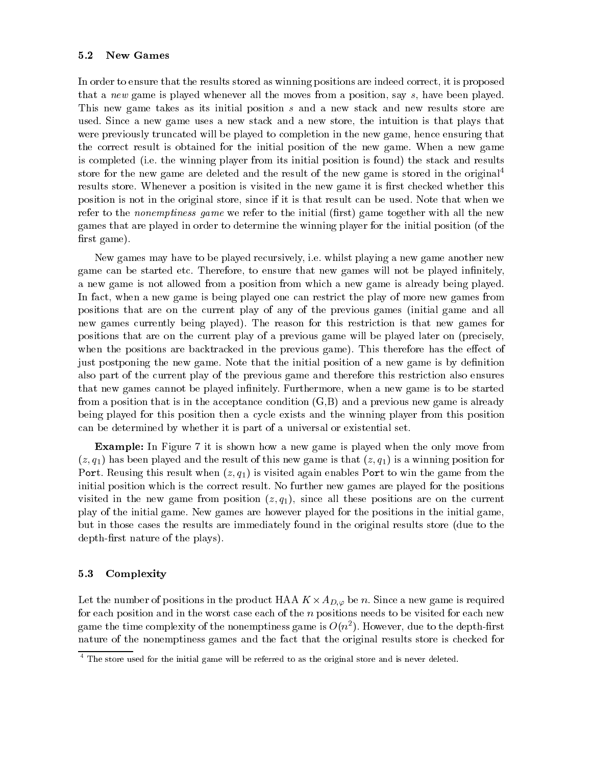### 5.2 New Games

In order to ensure that the results stored as winning positions are indeed correct, it is proposed that a *new* game is played whenever all the moves from a position, say $s$, have been played. This new game takes as its initial position $s$ and a new stack and new results store are used. Since a new game uses a new stack and a new store, the intuition is that plays that were previously truncated will be played to completion in the new game, hence ensuring that the correct result is obtained for the initial position of the new game. When a new game is completed (i.e. the winning player from its initial position is found) the stack and results store for the new game are deleted and the result of the new game is stored in the original[4] results store. Whenever a position is visited in the new game it is first checked whether this position is not in the original store, since if it is that result can be used. Note that when we refer to the *nonemptiness game* we refer to the initial (first) game together with all the new games that are played in order to determine the winning player for the initial position (of the first game).

New games may have to be played recursively, i.e. whilst playing a new game another new game can be started etc. Therefore, to ensure that new games will not be played infinitely, a new game is not allowed from a position from which a new game is already being played. In fact, when a new game is being played one can restrict the play of more new games from positions that are on the current play of any of the previous games (initial game and all new games currently being played). The reason for this restriction is that new games for positions that are on the current play of a previous game will be played later on (precisely, when the positions are backtracked in the previous game). This therefore has the effect of just postponing the new game. Note that the initial position of a new game is by definition also part of the current play of the previous game and therefore this restriction also ensures that new games cannot be played infinitely. Furthermore, when a new game is to be started from a position that is in the acceptance condition (G,B) and a previous new game is already being played for this position then a cycle exists and the winning player from this position can be determined by whether it is part of a universal or existential set.

**Example:** In Figure 7 it is shown how a new game is played when the only move from $(z, q_1)$ has been played and the result of this new game is that $(z, q_1)$ is a winning position for Port. Reusing this result when $(z, q_1)$ is visited again enables Port to win the game from the initial position which is the correct result. No further new games are played for the positions visited in the new game from position $(z, q_1)$, since all these positions are on the current play of the initial game. New games are however played for the positions in the initial game, but in those cases the results are immediately found in the original results store (due to the depth-first nature of the plays).

### 5.3 Complexity

Let the number of positions in the product HAA $K \times A_{D,\varphi}$ be $n$. Since a new game is required for each position and in the worst case each of the $n$ positions needs to be visited for each new game the time complexity of the nonemptiness game is $O(n^2)$. However, due to the depth-first nature of the nonemptiness games and the fact that the original results store is checked for

[4] The store used for the initial game will be referred to as the original store and is never deleted.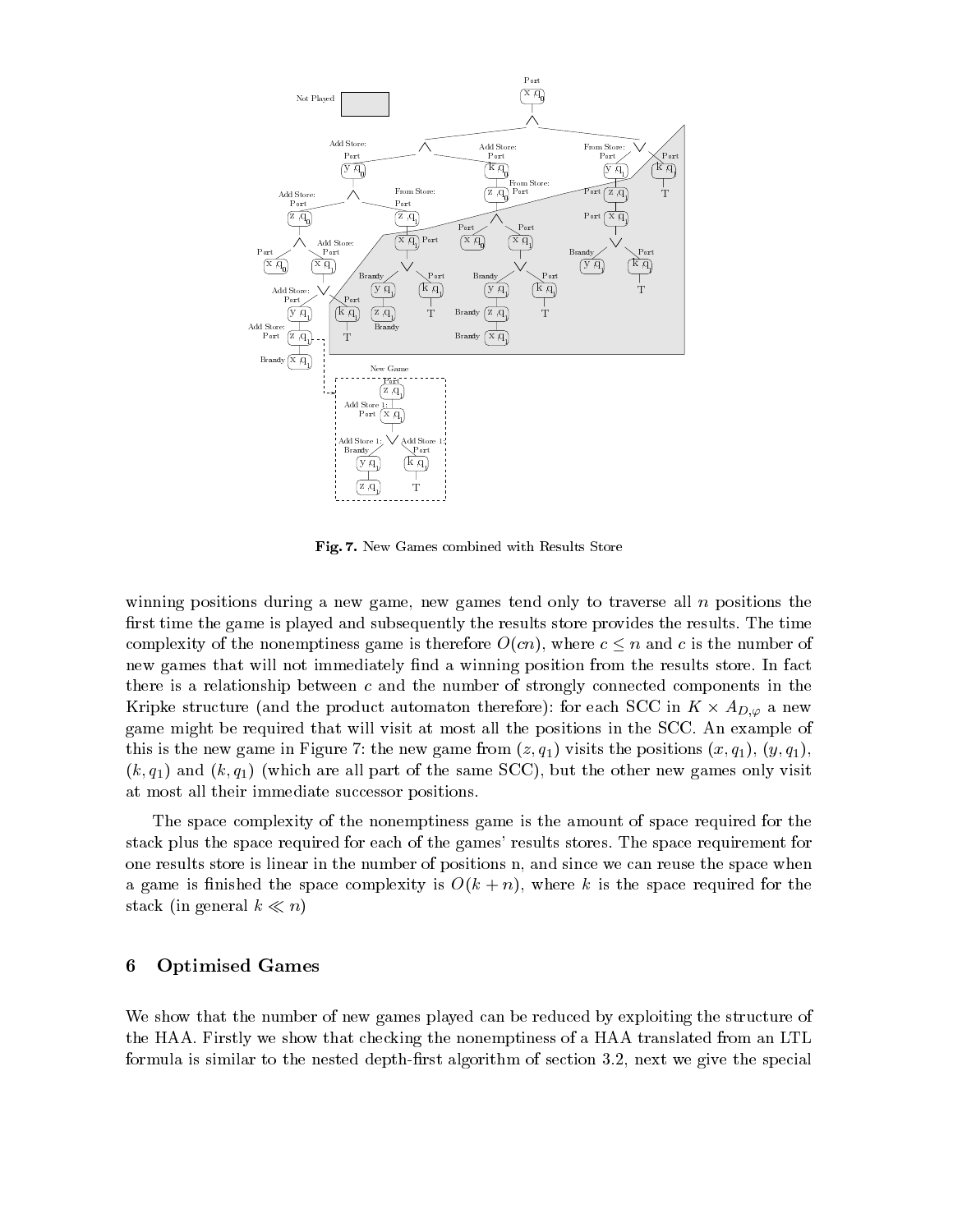Fig. 7. New Games combined with Results Store

winning positions during a new game, new games tend only to traverse all $n$ positions the first time the game is played and subsequently the results store provides the results. The time complexity of the nonemptiness game is therefore $O(cn)$, where $c \leq n$ and $c$ is the number of new games that will not immediately find a winning position from the results store. In fact there is a relationship between $c$ and the number of strongly connected components in the Kripke structure (and the product automaton therefore): for each SCC in $K \times A_{D,\varphi}$ a new game might be required that will visit at most all the positions in the SCC. An example of this is the new game in Figure 7: the new game from $(z, q_1)$ visits the positions $(x, q_1)$, $(y, q_1)$, $(k, q_1)$ and $(k, q_1)$ (which are all part of the same SCC), but the other new games only visit at most all their immediate successor positions.

The space complexity of the nonemptiness game is the amount of space required for the stack plus the space required for each of the games' results stores. The space requirement for one results store is linear in the number of positions n, and since we can reuse the space when a game is finished the space complexity is $O(k + n)$, where $k$ is the space required for the stack (in general $k \ll n$)

## 6 Optimised Games

We show that the number of new games played can be reduced by exploiting the structure of the HAA. Firstly we show that checking the nonemptiness of a HAA translated from an LTL formula is similar to the nested depth-first algorithm of section 3.2, next we give the special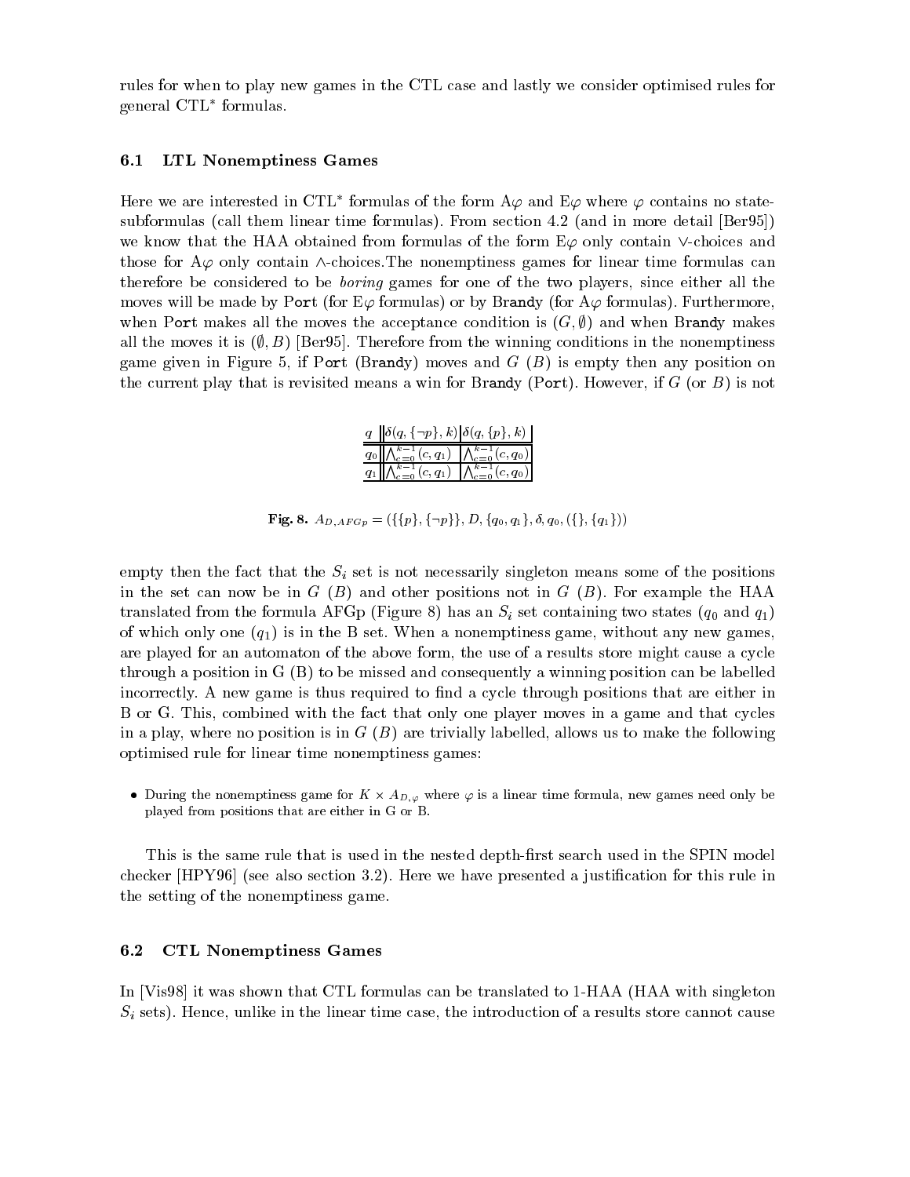rules for when to play new games in the CTL case and lastly we consider optimised rules for general CTL* formulas.

### 6.1 LTL Nonemptiness Games

Here we are interested in CTL* formulas of the form A$\varphi$ and E$\varphi$ where $\varphi$ contains no state-subformulas (call them linear time formulas). From section 4.2 (and in more detail [Ber95]) we know that the HAA obtained from formulas of the form E$\varphi$ only contain $\vee$-choices and those for A$\varphi$ only contain $\wedge$-choices. The nonemptiness games for linear time formulas can therefore be considered to be *boring* games for one of the two players, since either all the moves will be made by Port (for E$\varphi$ formulas) or by Brandy (for A$\varphi$ formulas). Furthermore, when Port makes all the moves the acceptance condition is $(G, \emptyset)$ and when Brandy makes all the moves it is $(\emptyset, B)$ [Ber95]. Therefore from the winning conditions in the nonemptiness game given in Figure 5, if Port (Brandy) moves and $G$ ($B$) is empty then any position on the current play that is revisited means a win for Brandy (Port). However, if $G$ (or $B$) is not

| $q$ | $\delta(q, \{\neg p\}, k)$ | $\delta(q, \{p\}, k)$ |
|---|---|---|
| $q_0$ | $\bigwedge_{c=0}^{k-1}(c, q_1)$ | $\bigwedge_{c=0}^{k-1}(c, q_0)$ |
| $q_1$ | $\bigwedge_{c=0}^{k-1}(c, q_1)$ | $\bigwedge_{c=0}^{k-1}(c, q_0)$ |

**Fig. 8.** $A_{D,AFGp} = (\{\{p\}, \{\neg p\}\}, D, \{q_0, q_1\}, \delta, q_0, (\{\}, \{q_1\}))$

empty then the fact that the $S_i$ set is not necessarily singleton means some of the positions in the set can now be in $G$ ($B$) and other positions not in $G$ ($B$). For example the HAA translated from the formula AFGp (Figure 8) has an $S_i$ set containing two states ($q_0$ and $q_1$) of which only one ($q_1$) is in the B set. When a nonemptiness game, without any new games, are played for an automaton of the above form, the use of a results store might cause a cycle through a position in G (B) to be missed and consequently a winning position can be labelled incorrectly. A new game is thus required to find a cycle through positions that are either in B or G. This, combined with the fact that only one player moves in a game and that cycles in a play, where no position is in $G$ ($B$) are trivially labelled, allows us to make the following optimised rule for linear time nonemptiness games:

- During the nonemptiness game for $K \times A_{D,\varphi}$ where $\varphi$ is a linear time formula, new games need only be played from positions that are either in G or B.

This is the same rule that is used in the nested depth-first search used in the SPIN model checker [HPY96] (see also section 3.2). Here we have presented a justification for this rule in the setting of the nonemptiness game.

### 6.2 CTL Nonemptiness Games

In [Vis98] it was shown that CTL formulas can be translated to 1-HAA (HAA with singleton $S_i$ sets). Hence, unlike in the linear time case, the introduction of a results store cannot cause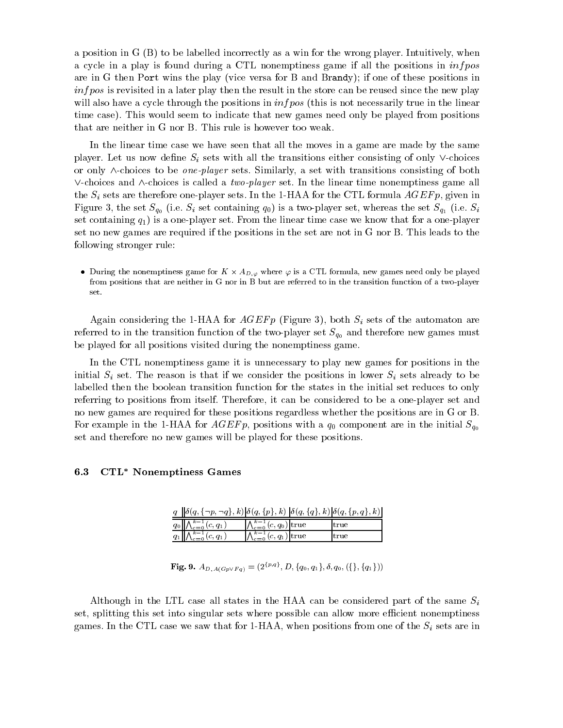a position in G (B) to be labelled incorrectly as a win for the wrong player. Intuitively, when a cycle in a play is found during a CTL nonemptiness game if all the positions in $infpos$ are in G then Port wins the play (vice versa for B and Brandy); if one of these positions in $infpos$ is revisited in a later play then the result in the store can be reused since the new play will also have a cycle through the positions in $infpos$ (this is not necessarily true in the linear time case). This would seem to indicate that new games need only be played from positions that are neither in G nor B. This rule is however too weak.

In the linear time case we have seen that all the moves in a game are made by the same player. Let us now define $S_i$ sets with all the transitions either consisting of only $\vee$-choices or only $\wedge$-choices to be *one-player* sets. Similarly, a set with transitions consisting of both $\vee$-choices and $\wedge$-choices is called a *two-player* set. In the linear time nonemptiness game all the $S_i$ sets are therefore one-player sets. In the 1-HAA for the CTL formula $AGEFp$, given in Figure 3, the set $S_{q_0}$ (i.e. $S_i$ set containing $q_0$) is a two-player set, whereas the set $S_{q_1}$ (i.e. $S_i$ set containing $q_1$) is a one-player set. From the linear time case we know that for a one-player set no new games are required if the positions in the set are not in G nor B. This leads to the following stronger rule:

- During the nonemptiness game for $K \times A_{D,\varphi}$ where $\varphi$ is a CTL formula, new games need only be played from positions that are neither in G nor in B but are referred to in the transition function of a two-player set.

Again considering the 1-HAA for $AGEFp$ (Figure 3), both $S_i$ sets of the automaton are referred to in the transition function of the two-player set $S_{q_0}$ and therefore new games must be played for all positions visited during the nonemptiness game.

In the CTL nonemptiness game it is unnecessary to play new games for positions in the initial $S_i$ set. The reason is that if we consider the positions in lower $S_i$ sets already to be labelled then the boolean transition function for the states in the initial set reduces to only referring to positions from itself. Therefore, it can be considered to be a one-player set and no new games are required for these positions regardless whether the positions are in G or B. For example in the 1-HAA for $AGEFp$, positions with a $q_0$ component are in the initial $S_{q_0}$ set and therefore no new games will be played for these positions.

### 6.3 CTL* Nonemptiness Games

| $q$ | $\delta(q, \{\neg p, \neg q\}, k)$ | $\delta(q, \{p\}, k)$ | $\delta(q, \{q\}, k)$ | $\delta(q, \{p, q\}, k)$ |
|---|---|---|---|---|
| $q_0$ | $\bigwedge_{c=0}^{k-1}(c, q_1)$ | $\bigwedge_{c=0}^{k-1}(c, q_0)$ | true | true |
| $q_1$ | $\bigwedge_{c=0}^{k-1}(c, q_1)$ | $\bigwedge_{c=0}^{k-1}(c, q_1)$ | true | true |

**Fig. 9.** $A_{D, A(Gp \vee Fq)} = (2^{\{p,q\}}, D, \{q_0, q_1\}, \delta, q_0, (\{\}, \{q_1\}))$

Although in the LTL case all states in the HAA can be considered part of the same $S_i$ set, splitting this set into singular sets where possible can allow more efficient nonemptiness games. In the CTL case we saw that for 1-HAA, when positions from one of the $S_i$ sets are in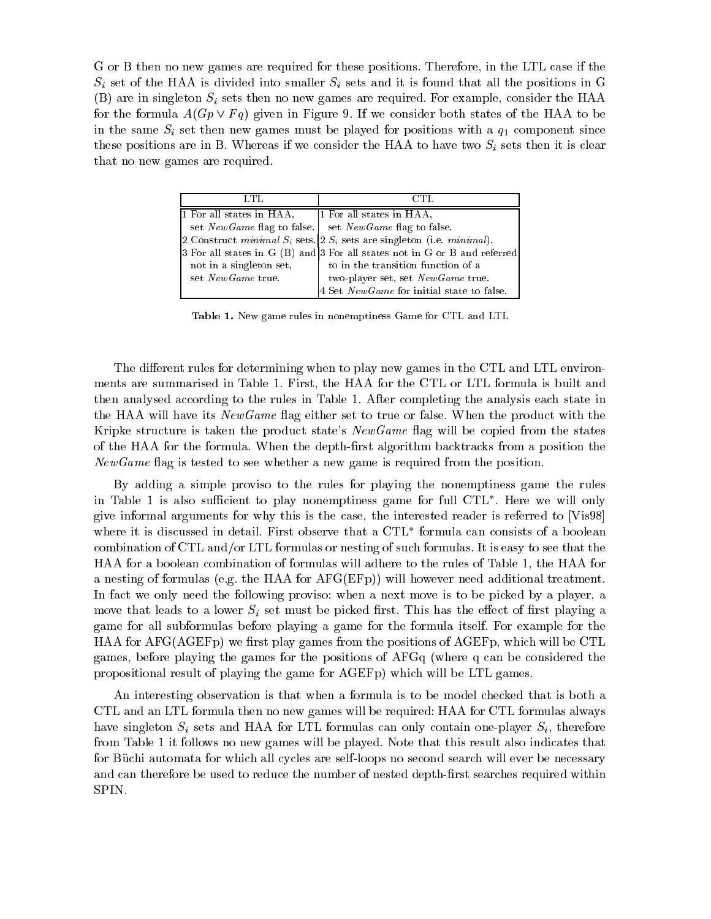G or B then no new games are required for these positions. Therefore, in the LTL case if the $S_i$ set of the HAA is divided into smaller $S_i$ sets and it is found that all the positions in G (B) are in singleton $S_i$ sets then no new games are required. For example, consider the HAA for the formula $A(Gp \vee Fq)$ given in Figure 9. If we consider both states of the HAA to be in the same $S_i$ set then new games must be played for positions with a $q_1$ component since these positions are in B. Whereas if we consider the HAA to have two $S_i$ sets then it is clear that no new games are required.

| LTL | CTL |
|---|---|
| 1 For all states in HAA, set *NewGame* flag to false. | 1 For all states in HAA, set *NewGame* flag to false. |
| 2 Construct *minimal* $S_i$ sets. | 2 $S_i$ sets are singleton (i.e. *minimal*). |
| 3 For all states in G (B) and not in a singleton set, set *NewGame* true. | 3 For all states not in G or B and referred to in the transition function of a two-player set, set *NewGame* true. |
| | 4 Set *NewGame* for initial state to false. |

**Table 1.** New game rules in nonemptiness Game for CTL and LTL

The different rules for determining when to play new games in the CTL and LTL environments are summarised in Table 1. First, the HAA for the CTL or LTL formula is built and then analysed according to the rules in Table 1. After completing the analysis each state in the HAA will have its *NewGame* flag either set to true or false. When the product with the Kripke structure is taken the product state's *NewGame* flag will be copied from the states of the HAA for the formula. When the depth-first algorithm backtracks from a position the *NewGame* flag is tested to see whether a new game is required from the position.

By adding a simple proviso to the rules for playing the nonemptiness game the rules in Table 1 is also sufficient to play nonemptiness game for full CTL$^*$. Here we will only give informal arguments for why this is the case, the interested reader is referred to [Vis98] where it is discussed in detail. First observe that a CTL$^*$ formula can consists of a boolean combination of CTL and/or LTL formulas or nesting of such formulas. It is easy to see that the HAA for a boolean combination of formulas will adhere to the rules of Table 1, the HAA for a nesting of formulas (e.g. the HAA for AFG(EFp)) will however need additional treatment. In fact we only need the following proviso: when a next move is to be picked by a player, a move that leads to a lower $S_i$ set must be picked first. This has the effect of first playing a game for all subformulas before playing a game for the formula itself. For example for the HAA for AFG(AGEFp) we first play games from the positions of AGEFp, which will be CTL games, before playing the games for the positions of AFGq (where q can be considered the propositional result of playing the game for AGEFp) which will be LTL games.

An interesting observation is that when a formula is to be model checked that is both a CTL and an LTL formula then no new games will be required: HAA for CTL formulas always have singleton $S_i$ sets and HAA for LTL formulas can only contain one-player $S_i$, therefore from Table 1 it follows no new games will be played. Note that this result also indicates that for Büchi automata for which all cycles are self-loops no second search will ever be necessary and can therefore be used to reduce the number of nested depth-first searches required within SPIN.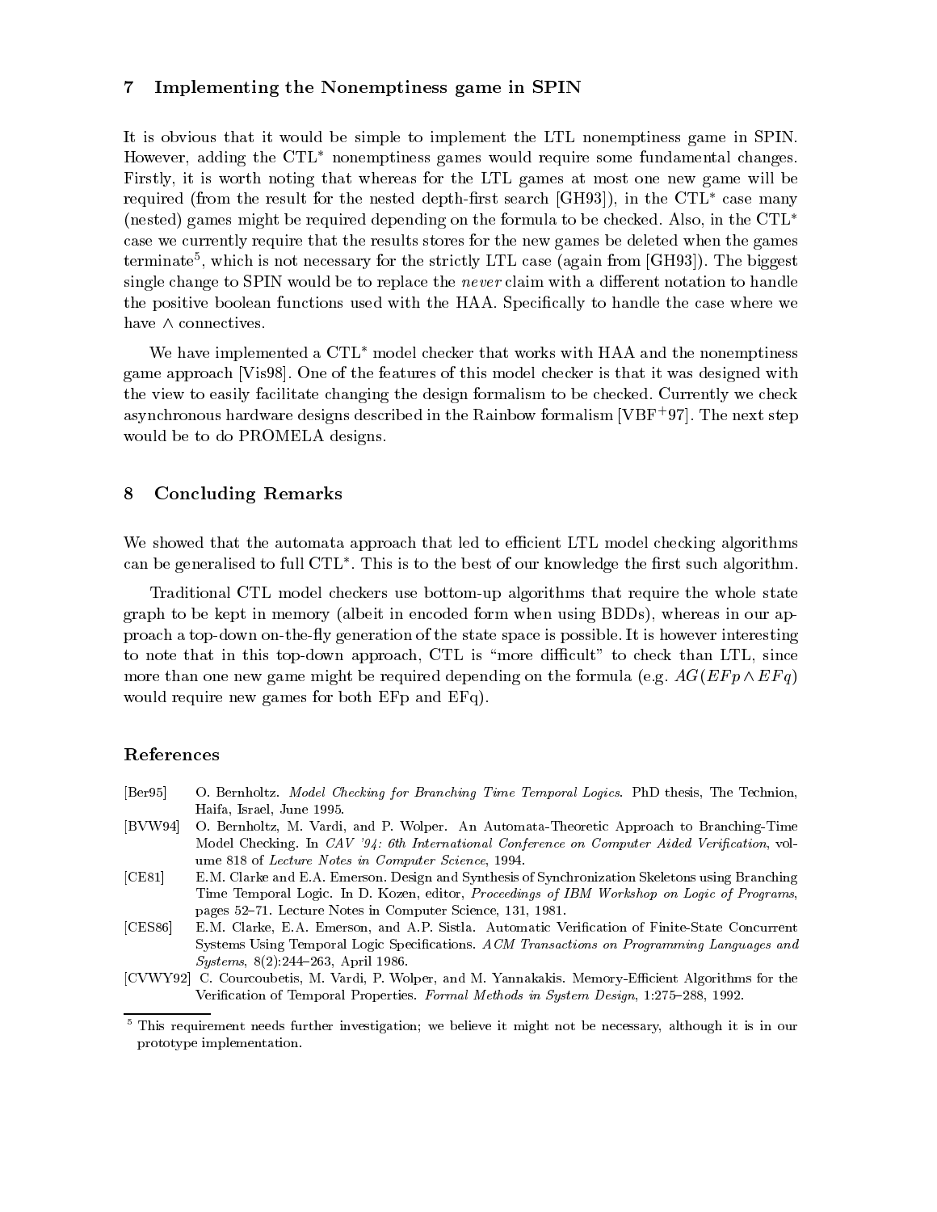## 7 Implementing the Nonemptiness game in SPIN

It is obvious that it would be simple to implement the LTL nonemptiness game in SPIN. However, adding the CTL* nonemptiness games would require some fundamental changes. Firstly, it is worth noting that whereas for the LTL games at most one new game will be required (from the result for the nested depth-first search [GH93]), in the CTL* case many (nested) games might be required depending on the formula to be checked. Also, in the CTL* case we currently require that the results stores for the new games be deleted when the games terminate[5], which is not necessary for the strictly LTL case (again from [GH93]). The biggest single change to SPIN would be to replace the *never* claim with a different notation to handle the positive boolean functions used with the HAA. Specifically to handle the case where we have $\wedge$ connectives.

We have implemented a CTL* model checker that works with HAA and the nonemptiness game approach [Vis98]. One of the features of this model checker is that it was designed with the view to easily facilitate changing the design formalism to be checked. Currently we check asynchronous hardware designs described in the Rainbow formalism [VBF+97]. The next step would be to do PROMELA designs.

## 8 Concluding Remarks

We showed that the automata approach that led to efficient LTL model checking algorithms can be generalised to full CTL*. This is to the best of our knowledge the first such algorithm.

Traditional CTL model checkers use bottom-up algorithms that require the whole state graph to be kept in memory (albeit in encoded form when using BDDs), whereas in our approach a top-down on-the-fly generation of the state space is possible. It is however interesting to note that in this top-down approach, CTL is "more difficult" to check than LTL, since more than one new game might be required depending on the formula (e.g. $AG(EFp \wedge EFq)$ would require new games for both EFp and EFq).

## References

[Ber95] O. Bernholtz. *Model Checking for Branching Time Temporal Logics*. PhD thesis, The Technion, Haifa, Israel, June 1995.

[BVW94] O. Bernholtz, M. Vardi, and P. Wolper. An Automata-Theoretic Approach to Branching-Time Model Checking. In *CAV '94: 6th International Conference on Computer Aided Verification*, volume 818 of *Lecture Notes in Computer Science*, 1994.

[CE81] E.M. Clarke and E.A. Emerson. Design and Synthesis of Synchronization Skeletons using Branching Time Temporal Logic. In D. Kozen, editor, *Proceedings of IBM Workshop on Logic of Programs*, pages 52–71. Lecture Notes in Computer Science, 131, 1981.

[CES86] E.M. Clarke, E.A. Emerson, and A.P. Sistla. Automatic Verification of Finite-State Concurrent Systems Using Temporal Logic Specifications. *ACM Transactions on Programming Languages and Systems*, 8(2):244–263, April 1986.

[CVWY92] C. Courcoubetis, M. Vardi, P. Wolper, and M. Yannakakis. Memory-Efficient Algorithms for the Verification of Temporal Properties. *Formal Methods in System Design*, 1:275–288, 1992.

[5] This requirement needs further investigation; we believe it might not be necessary, although it is in our prototype implementation.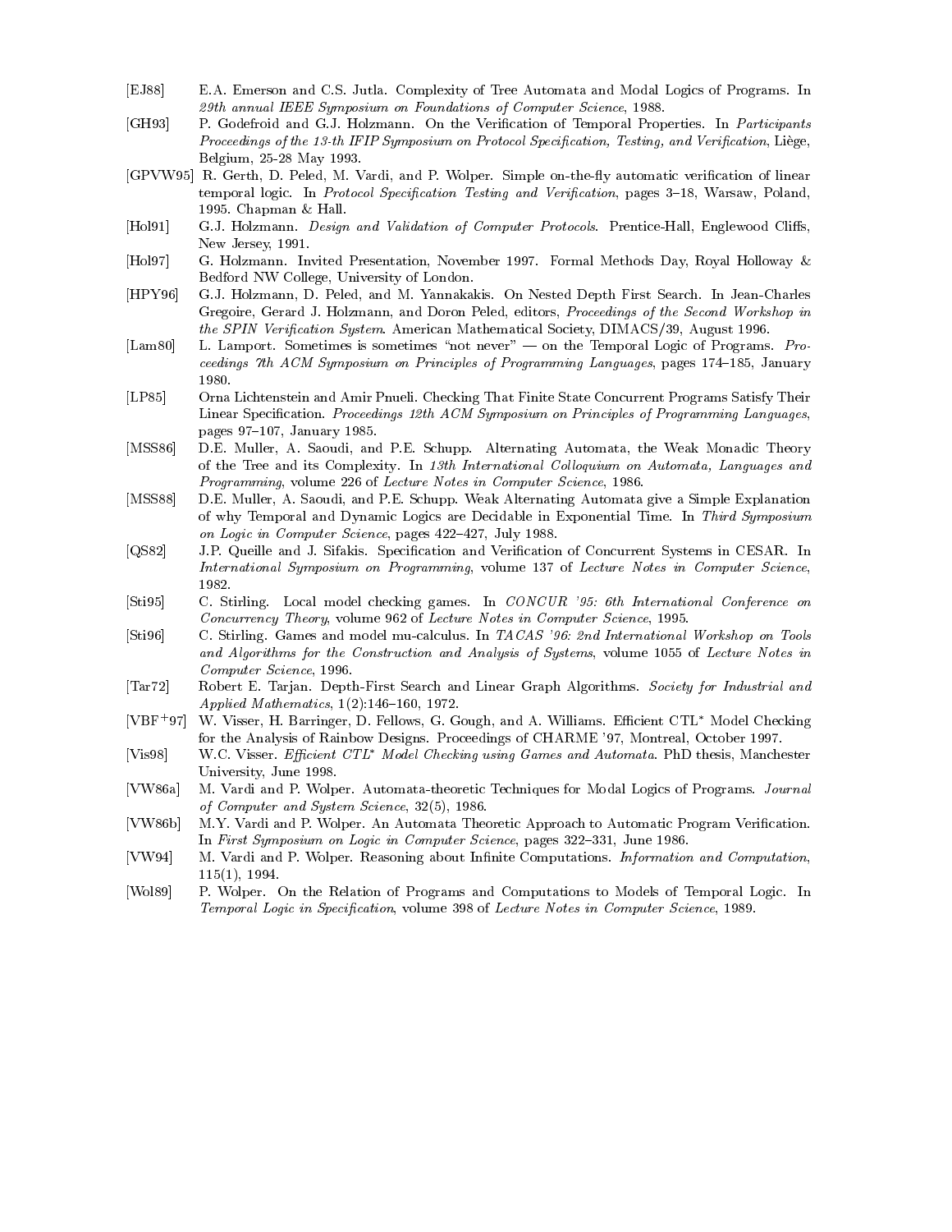[EJ88] E.A. Emerson and C.S. Jutla. Complexity of Tree Automata and Modal Logics of Programs. In *29th annual IEEE Symposium on Foundations of Computer Science*, 1988.

[GH93] P. Godefroid and G.J. Holzmann. On the Verification of Temporal Properties. In *Participants Proceedings of the 13-th IFIP Symposium on Protocol Specification, Testing, and Verification*, Liège, Belgium, 25-28 May 1993.

[GPVW95] R. Gerth, D. Peled, M. Vardi, and P. Wolper. Simple on-the-fly automatic verification of linear temporal logic. In *Protocol Specification Testing and Verification*, pages 3–18, Warsaw, Poland, 1995. Chapman & Hall.

[Hol91] G.J. Holzmann. *Design and Validation of Computer Protocols*. Prentice-Hall, Englewood Cliffs, New Jersey, 1991.

[Hol97] G. Holzmann. Invited Presentation, November 1997. Formal Methods Day, Royal Holloway & Bedford NW College, University of London.

[HPY96] G.J. Holzmann, D. Peled, and M. Yannakakis. On Nested Depth First Search. In Jean-Charles Gregoire, Gerard J. Holzmann, and Doron Peled, editors, *Proceedings of the Second Workshop in the SPIN Verification System*. American Mathematical Society, DIMACS/39, August 1996.

[Lam80] L. Lamport. Sometimes is sometimes "not never" — on the Temporal Logic of Programs. *Proceedings 7th ACM Symposium on Principles of Programming Languages*, pages 174–185, January 1980.

[LP85] Orna Lichtenstein and Amir Pnueli. Checking That Finite State Concurrent Programs Satisfy Their Linear Specification. *Proceedings 12th ACM Symposium on Principles of Programming Languages*, pages 97–107, January 1985.

[MSS86] D.E. Muller, A. Saoudi, and P.E. Schupp. Alternating Automata, the Weak Monadic Theory of the Tree and its Complexity. In *13th International Colloquium on Automata, Languages and Programming*, volume 226 of *Lecture Notes in Computer Science*, 1986.

[MSS88] D.E. Muller, A. Saoudi, and P.E. Schupp. Weak Alternating Automata give a Simple Explanation of why Temporal and Dynamic Logics are Decidable in Exponential Time. In *Third Symposium on Logic in Computer Science*, pages 422–427, July 1988.

[QS82] J.P. Queille and J. Sifakis. Specification and Verification of Concurrent Systems in CESAR. In *International Symposium on Programming*, volume 137 of *Lecture Notes in Computer Science*, 1982.

[Sti95] C. Stirling. Local model checking games. In *CONCUR '95: 6th International Conference on Concurrency Theory*, volume 962 of *Lecture Notes in Computer Science*, 1995.

[Sti96] C. Stirling. Games and model mu-calculus. In *TACAS '96: 2nd International Workshop on Tools and Algorithms for the Construction and Analysis of Systems*, volume 1055 of *Lecture Notes in Computer Science*, 1996.

[Tar72] Robert E. Tarjan. Depth-First Search and Linear Graph Algorithms. *Society for Industrial and Applied Mathematics*, 1(2):146–160, 1972.

[VBF+97] W. Visser, H. Barringer, D. Fellows, G. Gough, and A. Williams. Efficient CTL* Model Checking for the Analysis of Rainbow Designs. Proceedings of CHARME '97, Montreal, October 1997.

[Vis98] W.C. Visser. *Efficient CTL* Model Checking using Games and Automata*. PhD thesis, Manchester University, June 1998.

[VW86a] M. Vardi and P. Wolper. Automata-theoretic Techniques for Modal Logics of Programs. *Journal of Computer and System Science*, 32(5), 1986.

[VW86b] M.Y. Vardi and P. Wolper. An Automata Theoretic Approach to Automatic Program Verification. In *First Symposium on Logic in Computer Science*, pages 322–331, June 1986.

[VW94] M. Vardi and P. Wolper. Reasoning about Infinite Computations. *Information and Computation*, 115(1), 1994.

[Wol89] P. Wolper. On the Relation of Programs and Computations to Models of Temporal Logic. In *Temporal Logic in Specification*, volume 398 of *Lecture Notes in Computer Science*, 1989.